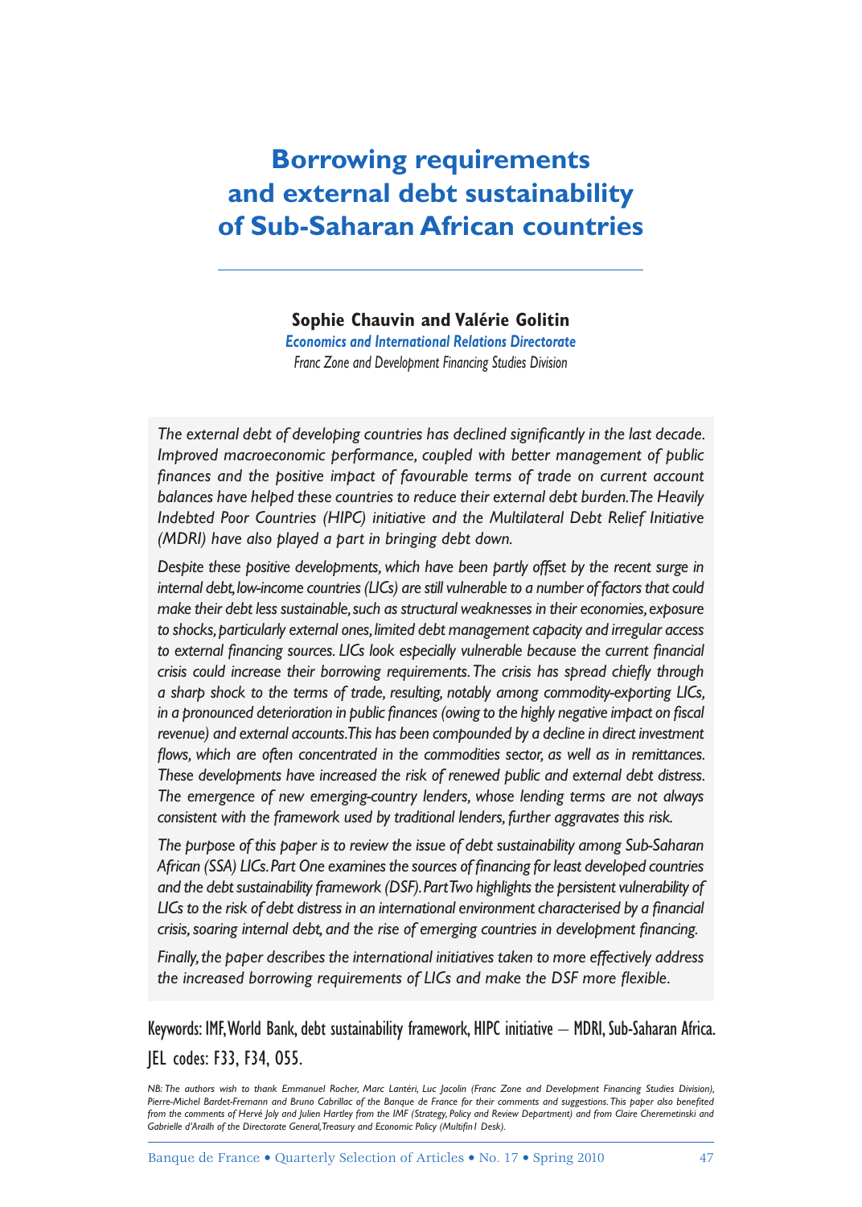# Borrowing requirements and external debt sustainability of Sub-Saharan African countries

**Sophie Chauvin and Valérie Golitin**

***Economics and International Relations Directorate***

*Franc Zone and Development Financing Studies Division*

*The external debt of developing countries has declined significantly in the last decade. Improved macroeconomic performance, coupled with better management of public finances and the positive impact of favourable terms of trade on current account balances have helped these countries to reduce their external debt burden. The Heavily Indebted Poor Countries (HIPC) initiative and the Multilateral Debt Relief Initiative (MDRI) have also played a part in bringing debt down.*

*Despite these positive developments, which have been partly offset by the recent surge in internal debt, low-income countries (LICs) are still vulnerable to a number of factors that could make their debt less sustainable, such as structural weaknesses in their economies, exposure to shocks, particularly external ones, limited debt management capacity and irregular access to external financing sources. LICs look especially vulnerable because the current financial crisis could increase their borrowing requirements. The crisis has spread chiefly through a sharp shock to the terms of trade, resulting, notably among commodity-exporting LICs, in a pronounced deterioration in public finances (owing to the highly negative impact on fiscal revenue) and external accounts. This has been compounded by a decline in direct investment flows, which are often concentrated in the commodities sector, as well as in remittances. These developments have increased the risk of renewed public and external debt distress. The emergence of new emerging-country lenders, whose lending terms are not always consistent with the framework used by traditional lenders, further aggravates this risk.*

*The purpose of this paper is to review the issue of debt sustainability among Sub-Saharan African (SSA) LICs. Part One examines the sources of financing for least developed countries and the debt sustainability framework (DSF). Part Two highlights the persistent vulnerability of LICs to the risk of debt distress in an international environment characterised by a financial crisis, soaring internal debt, and the rise of emerging countries in development financing.*

*Finally, the paper describes the international initiatives taken to more effectively address the increased borrowing requirements of LICs and make the DSF more flexible.*

Keywords: IMF, World Bank, debt sustainability framework, HIPC initiative – MDRI, Sub-Saharan Africa.

JEL codes: F33, F34, O55.

*NB: The authors wish to thank Emmanuel Rocher, Marc Lantéri, Luc Jacolin (Franc Zone and Development Financing Studies Division), Pierre-Michel Bardet-Fremann and Bruno Cabrillac of the Banque de France for their comments and suggestions. This paper also benefited from the comments of Hervé Joly and Julien Hartley from the IMF (Strategy, Policy and Review Department) and from Claire Cheremetinski and Gabrielle d'Arailh of the Directorate General, Treasury and Economic Policy (Multifin1 Desk).*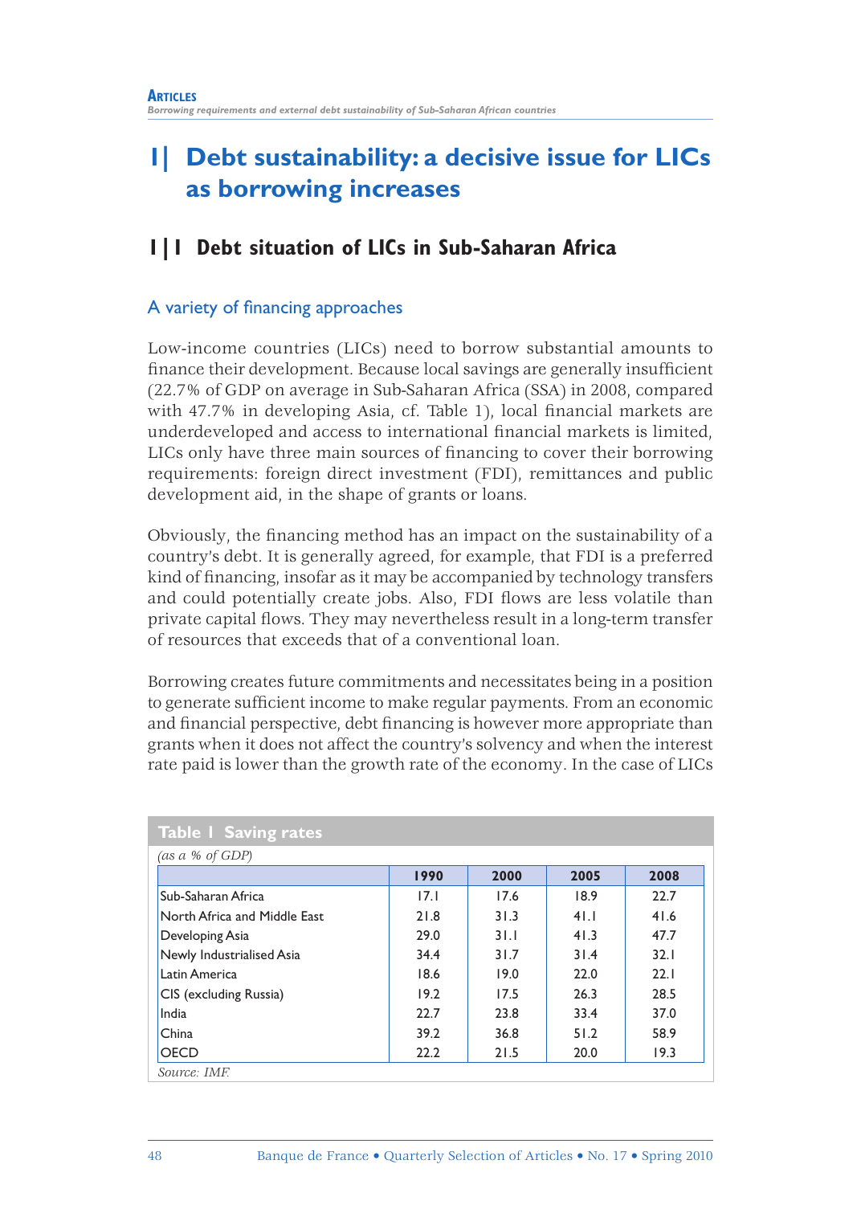# 1| Debt sustainability: a decisive issue for LICs as borrowing increases

## 1|1 Debt situation of LICs in Sub-Saharan Africa

### A variety of financing approaches

Low-income countries (LICs) need to borrow substantial amounts to finance their development. Because local savings are generally insufficient (22.7% of GDP on average in Sub-Saharan Africa (SSA) in 2008, compared with 47.7% in developing Asia, cf. Table 1), local financial markets are underdeveloped and access to international financial markets is limited, LICs only have three main sources of financing to cover their borrowing requirements: foreign direct investment (FDI), remittances and public development aid, in the shape of grants or loans.

Obviously, the financing method has an impact on the sustainability of a country's debt. It is generally agreed, for example, that FDI is a preferred kind of financing, insofar as it may be accompanied by technology transfers and could potentially create jobs. Also, FDI flows are less volatile than private capital flows. They may nevertheless result in a long-term transfer of resources that exceeds that of a conventional loan.

Borrowing creates future commitments and necessitates being in a position to generate sufficient income to make regular payments. From an economic and financial perspective, debt financing is however more appropriate than grants when it does not affect the country's solvency and when the interest rate paid is lower than the growth rate of the economy. In the case of LICs

**Table 1 Saving rates**

*(as a % of GDP)*

| | 1990 | 2000 | 2005 | 2008 |
|---|---|---|---|---|
| Sub-Saharan Africa | 17.1 | 17.6 | 18.9 | 22.7 |
| North Africa and Middle East | 21.8 | 31.3 | 41.1 | 41.6 |
| Developing Asia | 29.0 | 31.1 | 41.3 | 47.7 |
| Newly Industrialised Asia | 34.4 | 31.7 | 31.4 | 32.1 |
| Latin America | 18.6 | 19.0 | 22.0 | 22.1 |
| CIS (excluding Russia) | 19.2 | 17.5 | 26.3 | 28.5 |
| India | 22.7 | 23.8 | 33.4 | 37.0 |
| China | 39.2 | 36.8 | 51.2 | 58.9 |
| OECD | 22.2 | 21.5 | 20.0 | 19.3 |

*Source: IMF.*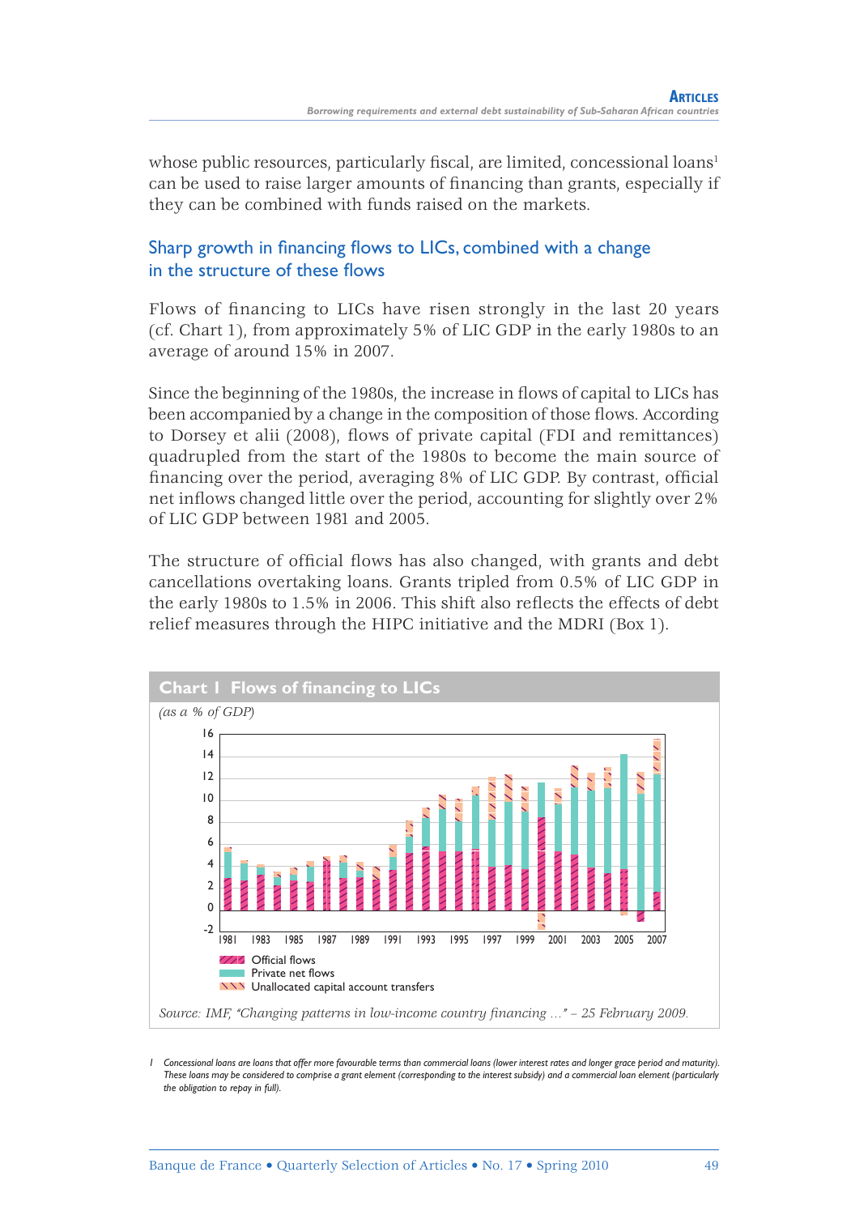whose public resources, particularly fiscal, are limited, concessional loans[1] can be used to raise larger amounts of financing than grants, especially if they can be combined with funds raised on the markets.

## Sharp growth in financing flows to LICs, combined with a change in the structure of these flows

Flows of financing to LICs have risen strongly in the last 20 years (cf. Chart 1), from approximately 5% of LIC GDP in the early 1980s to an average of around 15% in 2007.

Since the beginning of the 1980s, the increase in flows of capital to LICs has been accompanied by a change in the composition of those flows. According to Dorsey et alii (2008), flows of private capital (FDI and remittances) quadrupled from the start of the 1980s to become the main source of financing over the period, averaging 8% of LIC GDP. By contrast, official net inflows changed little over the period, accounting for slightly over 2% of LIC GDP between 1981 and 2005.

The structure of official flows has also changed, with grants and debt cancellations overtaking loans. Grants tripled from 0.5% of LIC GDP in the early 1980s to 1.5% in 2006. This shift also reflects the effects of debt relief measures through the HIPC initiative and the MDRI (Box 1).

**Chart 1 Flows of financing to LICs**

*(as a % of GDP)*

Legend: Official flows; Private net flows; Unallocated capital account transfers

*Source: IMF, "Changing patterns in low-income country financing ..." – 25 February 2009.*

1 Concessional loans are loans that offer more favourable terms than commercial loans (lower interest rates and longer grace period and maturity). These loans may be considered to comprise a grant element (corresponding to the interest subsidy) and a commercial loan element (particularly the obligation to repay in full).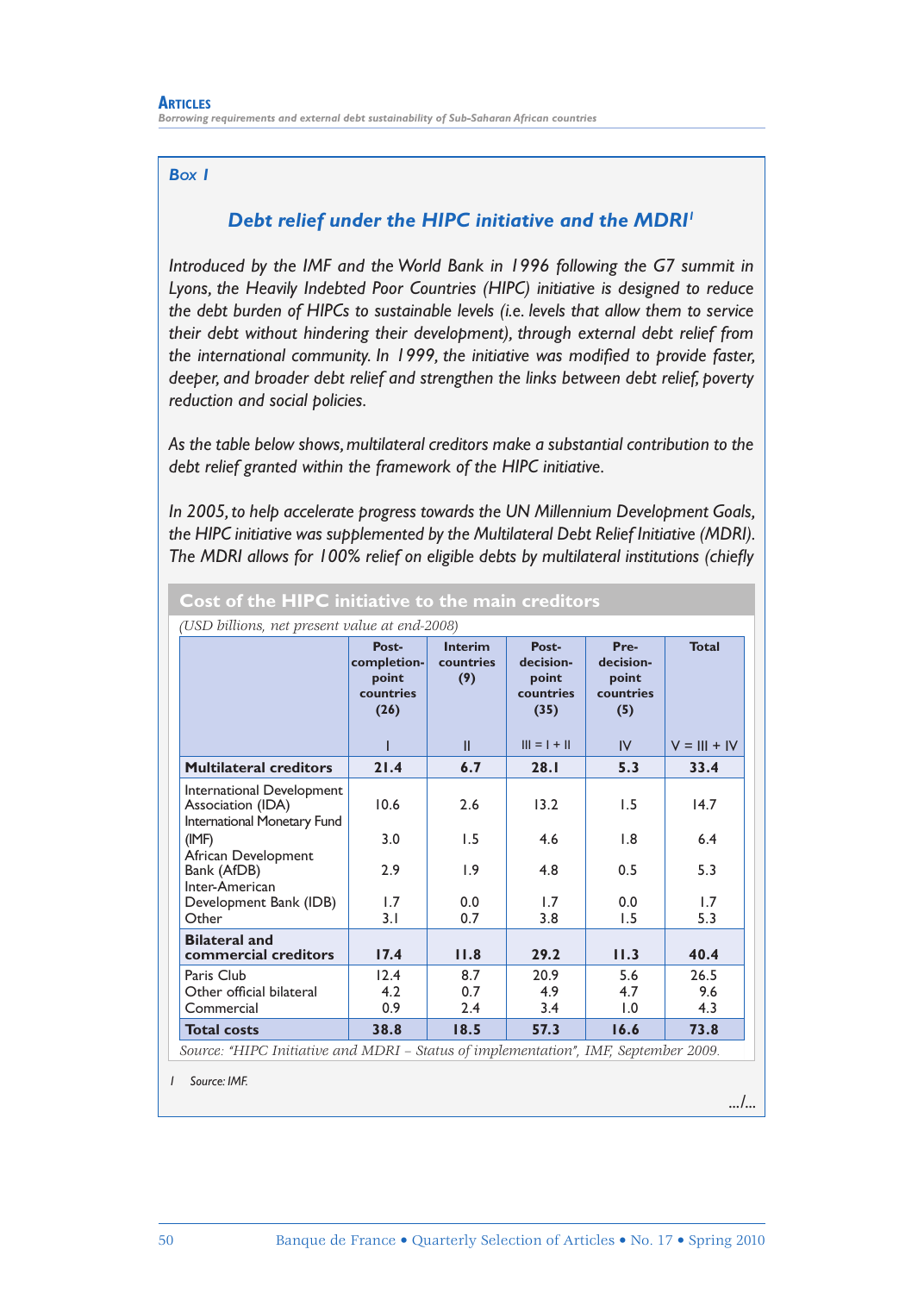Box 1

## Debt relief under the HIPC initiative and the MDRI[1]

*Introduced by the IMF and the World Bank in 1996 following the G7 summit in Lyons, the Heavily Indebted Poor Countries (HIPC) initiative is designed to reduce the debt burden of HIPCs to sustainable levels (i.e. levels that allow them to service their debt without hindering their development), through external debt relief from the international community. In 1999, the initiative was modified to provide faster, deeper, and broader debt relief and strengthen the links between debt relief, poverty reduction and social policies.*

*As the table below shows, multilateral creditors make a substantial contribution to the debt relief granted within the framework of the HIPC initiative.*

*In 2005, to help accelerate progress towards the UN Millennium Development Goals, the HIPC initiative was supplemented by the Multilateral Debt Relief Initiative (MDRI). The MDRI allows for 100% relief on eligible debts by multilateral institutions (chiefly*

**Cost of the HIPC initiative to the main creditors**

*(USD billions, net present value at end-2008)*

| | Post-completion-point countries (26) | Interim countries (9) | Post-decision-point countries (35) | Pre-decision-point countries (5) | Total |
|---|---|---|---|---|---|
| | I | II | III = I + II | IV | V = III + IV |
| **Multilateral creditors** | **21.4** | **6.7** | **28.1** | **5.3** | **33.4** |
| International Development Association (IDA) | 10.6 | 2.6 | 13.2 | 1.5 | 14.7 |
| International Monetary Fund (IMF) | 3.0 | 1.5 | 4.6 | 1.8 | 6.4 |
| African Development Bank (AfDB) | 2.9 | 1.9 | 4.8 | 0.5 | 5.3 |
| Inter-American Development Bank (IDB) | 1.7 | 0.0 | 1.7 | 0.0 | 1.7 |
| Other | 3.1 | 0.7 | 3.8 | 1.5 | 5.3 |
| **Bilateral and commercial creditors** | **17.4** | **11.8** | **29.2** | **11.3** | **40.4** |
| Paris Club | 12.4 | 8.7 | 20.9 | 5.6 | 26.5 |
| Other official bilateral | 4.2 | 0.7 | 4.9 | 4.7 | 9.6 |
| Commercial | 0.9 | 2.4 | 3.4 | 1.0 | 4.3 |
| **Total costs** | **38.8** | **18.5** | **57.3** | **16.6** | **73.8** |

*Source: "HIPC Initiative and MDRI – Status of implementation", IMF, September 2009.*

1 Source: IMF.

.../...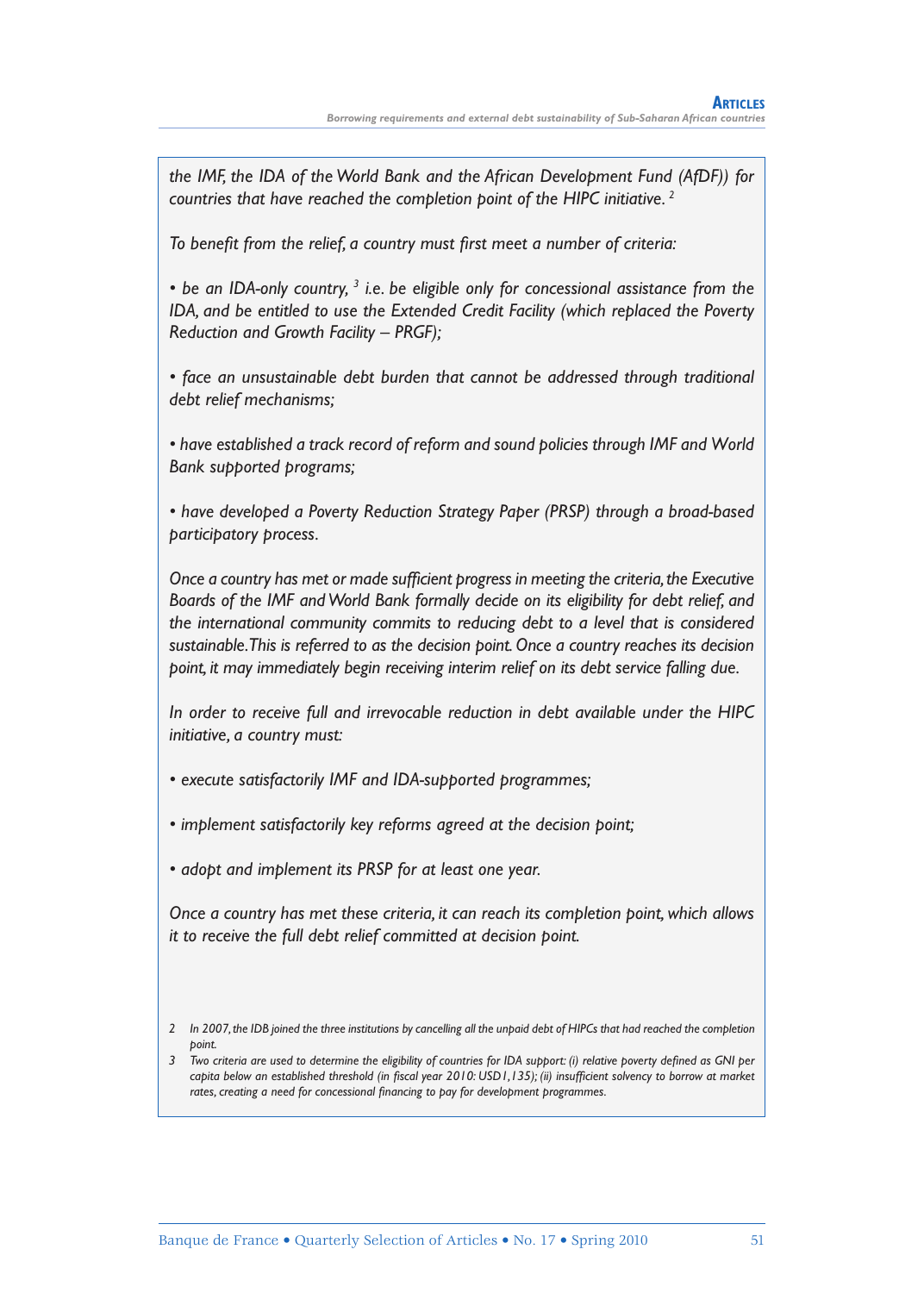*the IMF, the IDA of the World Bank and the African Development Fund (AfDF)) for countries that have reached the completion point of the HIPC initiative.* [2]

*To benefit from the relief, a country must first meet a number of criteria:*

- *be an IDA-only country,* [3] *i.e. be eligible only for concessional assistance from the IDA, and be entitled to use the Extended Credit Facility (which replaced the Poverty Reduction and Growth Facility – PRGF);*

- *face an unsustainable debt burden that cannot be addressed through traditional debt relief mechanisms;*

- *have established a track record of reform and sound policies through IMF and World Bank supported programs;*

- *have developed a Poverty Reduction Strategy Paper (PRSP) through a broad-based participatory process.*

*Once a country has met or made sufficient progress in meeting the criteria, the Executive Boards of the IMF and World Bank formally decide on its eligibility for debt relief, and the international community commits to reducing debt to a level that is considered sustainable. This is referred to as the decision point. Once a country reaches its decision point, it may immediately begin receiving interim relief on its debt service falling due.*

*In order to receive full and irrevocable reduction in debt available under the HIPC initiative, a country must:*

- *execute satisfactorily IMF and IDA-supported programmes;*

- *implement satisfactorily key reforms agreed at the decision point;*

- *adopt and implement its PRSP for at least one year.*

*Once a country has met these criteria, it can reach its completion point, which allows it to receive the full debt relief committed at decision point.*

*2 In 2007, the IDB joined the three institutions by cancelling all the unpaid debt of HIPCs that had reached the completion point.*

*3 Two criteria are used to determine the eligibility of countries for IDA support: (i) relative poverty defined as GNI per capita below an established threshold (in fiscal year 2010: USD1,135); (ii) insufficient solvency to borrow at market rates, creating a need for concessional financing to pay for development programmes.*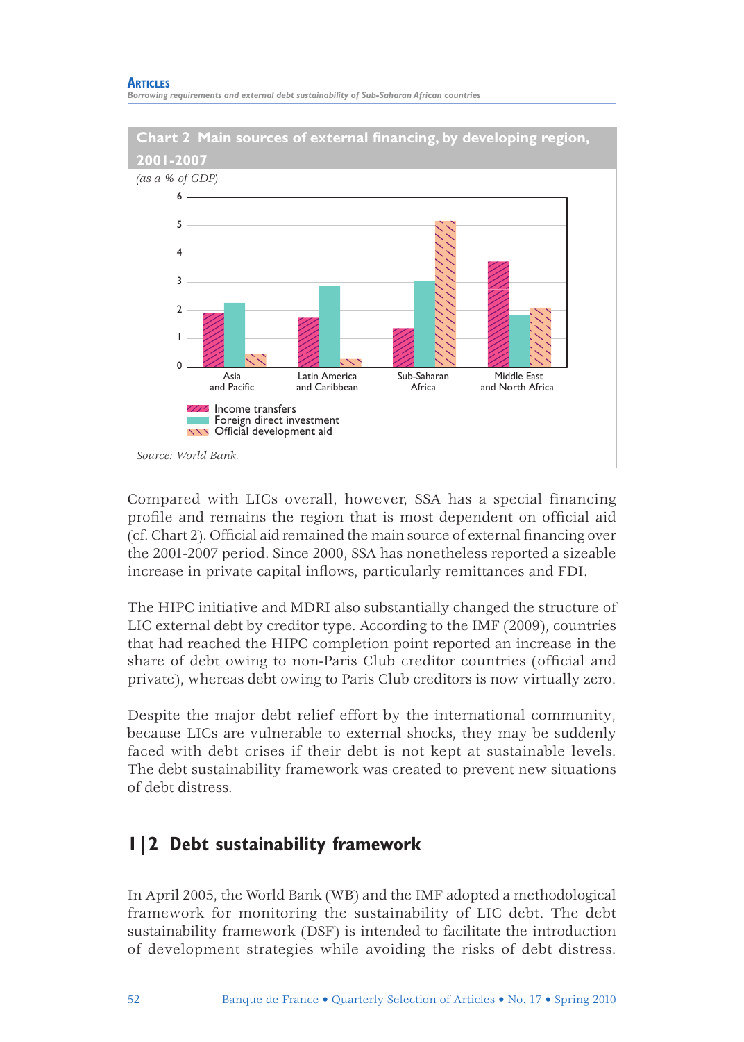Chart 2 Main sources of external financing, by developing region, 2001-2007

*(as a % of GDP)*

Source: World Bank.

Compared with LICs overall, however, SSA has a special financing profile and remains the region that is most dependent on official aid (cf. Chart 2). Official aid remained the main source of external financing over the 2001-2007 period. Since 2000, SSA has nonetheless reported a sizeable increase in private capital inflows, particularly remittances and FDI.

The HIPC initiative and MDRI also substantially changed the structure of LIC external debt by creditor type. According to the IMF (2009), countries that had reached the HIPC completion point reported an increase in the share of debt owing to non-Paris Club creditor countries (official and private), whereas debt owing to Paris Club creditors is now virtually zero.

Despite the major debt relief effort by the international community, because LICs are vulnerable to external shocks, they may be suddenly faced with debt crises if their debt is not kept at sustainable levels. The debt sustainability framework was created to prevent new situations of debt distress.

## 1|2 Debt sustainability framework

In April 2005, the World Bank (WB) and the IMF adopted a methodological framework for monitoring the sustainability of LIC debt. The debt sustainability framework (DSF) is intended to facilitate the introduction of development strategies while avoiding the risks of debt distress.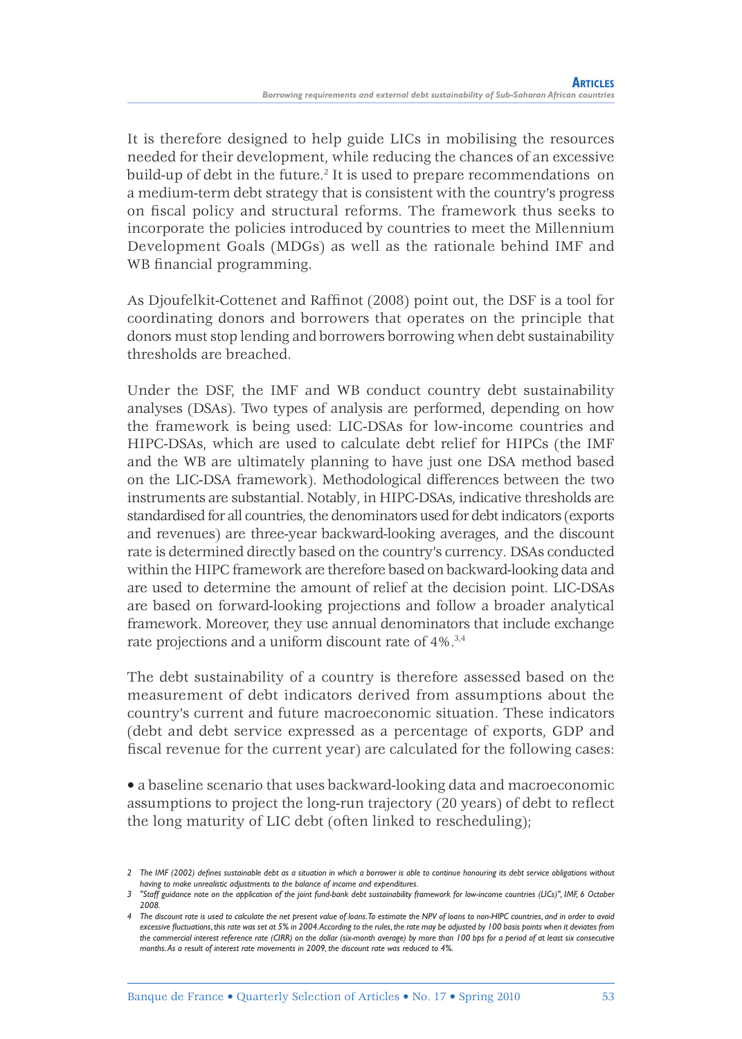It is therefore designed to help guide LICs in mobilising the resources needed for their development, while reducing the chances of an excessive build-up of debt in the future.[2] It is used to prepare recommendations on a medium-term debt strategy that is consistent with the country's progress on fiscal policy and structural reforms. The framework thus seeks to incorporate the policies introduced by countries to meet the Millennium Development Goals (MDGs) as well as the rationale behind IMF and WB financial programming.

As Djoufelkit-Cottenet and Raffinot (2008) point out, the DSF is a tool for coordinating donors and borrowers that operates on the principle that donors must stop lending and borrowers borrowing when debt sustainability thresholds are breached.

Under the DSF, the IMF and WB conduct country debt sustainability analyses (DSAs). Two types of analysis are performed, depending on how the framework is being used: LIC-DSAs for low-income countries and HIPC-DSAs, which are used to calculate debt relief for HIPCs (the IMF and the WB are ultimately planning to have just one DSA method based on the LIC-DSA framework). Methodological differences between the two instruments are substantial. Notably, in HIPC-DSAs, indicative thresholds are standardised for all countries, the denominators used for debt indicators (exports and revenues) are three-year backward-looking averages, and the discount rate is determined directly based on the country's currency. DSAs conducted within the HIPC framework are therefore based on backward-looking data and are used to determine the amount of relief at the decision point. LIC-DSAs are based on forward-looking projections and follow a broader analytical framework. Moreover, they use annual denominators that include exchange rate projections and a uniform discount rate of 4%.[3,4]

The debt sustainability of a country is therefore assessed based on the measurement of debt indicators derived from assumptions about the country's current and future macroeconomic situation. These indicators (debt and debt service expressed as a percentage of exports, GDP and fiscal revenue for the current year) are calculated for the following cases:

- a baseline scenario that uses backward-looking data and macroeconomic assumptions to project the long-run trajectory (20 years) of debt to reflect the long maturity of LIC debt (often linked to rescheduling);

---

*2 The IMF (2002) defines sustainable debt as a situation in which a borrower is able to continue honouring its debt service obligations without having to make unrealistic adjustments to the balance of income and expenditures.*

*3 "Staff guidance note on the application of the joint fund-bank debt sustainability framework for low-income countries (LICs)", IMF, 6 October 2008.*

*4 The discount rate is used to calculate the net present value of loans. To estimate the NPV of loans to non-HIPC countries, and in order to avoid excessive fluctuations, this rate was set at 5% in 2004. According to the rules, the rate may be adjusted by 100 basis points when it deviates from the commercial interest reference rate (CIRR) on the dollar (six-month average) by more than 100 bps for a period of at least six consecutive months. As a result of interest rate movements in 2009, the discount rate was reduced to 4%.*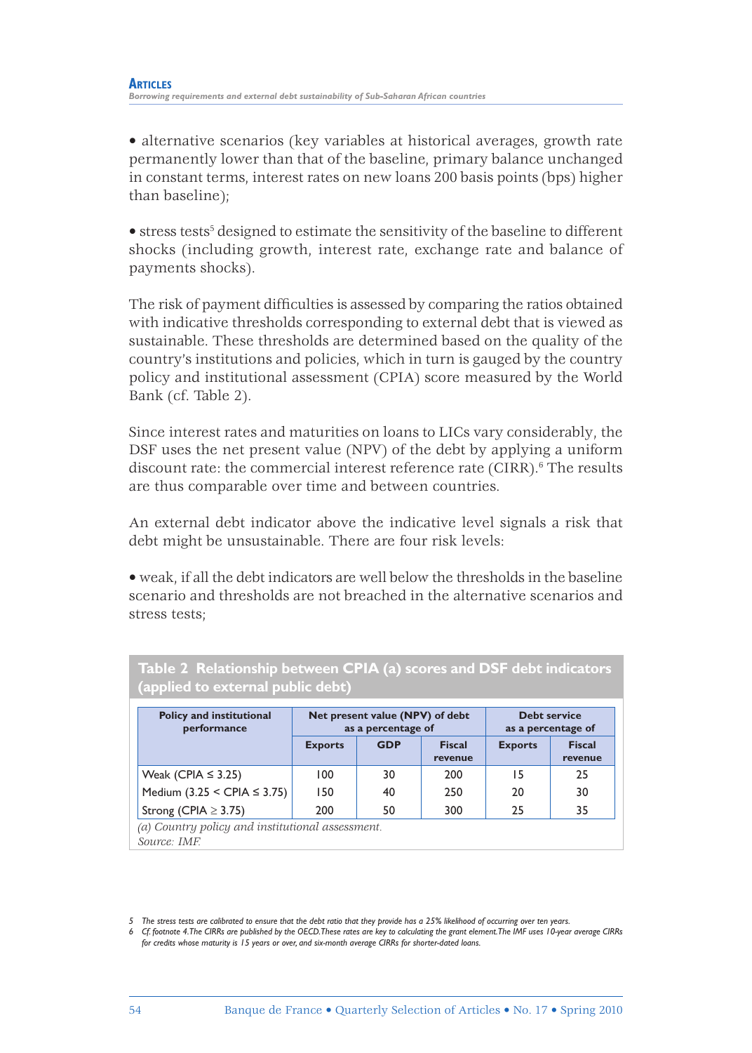• alternative scenarios (key variables at historical averages, growth rate permanently lower than that of the baseline, primary balance unchanged in constant terms, interest rates on new loans 200 basis points (bps) higher than baseline);

• stress tests[5] designed to estimate the sensitivity of the baseline to different shocks (including growth, interest rate, exchange rate and balance of payments shocks).

The risk of payment difficulties is assessed by comparing the ratios obtained with indicative thresholds corresponding to external debt that is viewed as sustainable. These thresholds are determined based on the quality of the country's institutions and policies, which in turn is gauged by the country policy and institutional assessment (CPIA) score measured by the World Bank (cf. Table 2).

Since interest rates and maturities on loans to LICs vary considerably, the DSF uses the net present value (NPV) of the debt by applying a uniform discount rate: the commercial interest reference rate (CIRR).[6] The results are thus comparable over time and between countries.

An external debt indicator above the indicative level signals a risk that debt might be unsustainable. There are four risk levels:

• weak, if all the debt indicators are well below the thresholds in the baseline scenario and thresholds are not breached in the alternative scenarios and stress tests;

**Table 2 Relationship between CPIA (a) scores and DSF debt indicators (applied to external public debt)**

| Policy and institutional performance | Net present value (NPV) of debt as a percentage of | | | Debt service as a percentage of | |
|---|---|---|---|---|---|
| | Exports | GDP | Fiscal revenue | Exports | Fiscal revenue |
| Weak (CPIA ≤ 3.25) | 100 | 30 | 200 | 15 | 25 |
| Medium (3.25 < CPIA ≤ 3.75) | 150 | 40 | 250 | 20 | 30 |
| Strong (CPIA ≥ 3.75) | 200 | 50 | 300 | 25 | 35 |

*(a) Country policy and institutional assessment.*
*Source: IMF.*

5 The stress tests are calibrated to ensure that the debt ratio that they provide has a 25% likelihood of occurring over ten years.

6 Cf. footnote 4. The CIRRs are published by the OECD. These rates are key to calculating the grant element. The IMF uses 10-year average CIRRs for credits whose maturity is 15 years or over, and six-month average CIRRs for shorter-dated loans.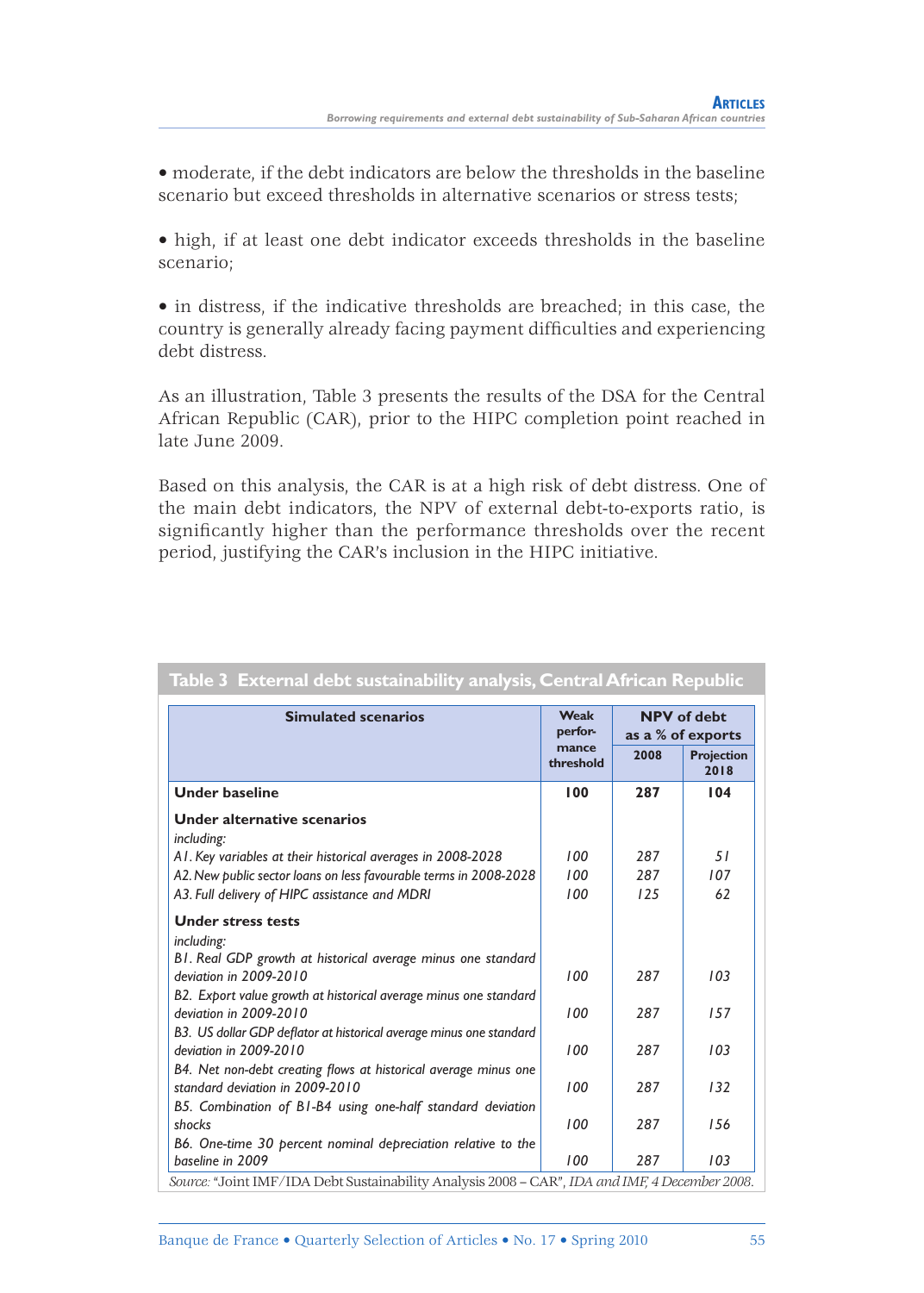• moderate, if the debt indicators are below the thresholds in the baseline scenario but exceed thresholds in alternative scenarios or stress tests;

• high, if at least one debt indicator exceeds thresholds in the baseline scenario;

• in distress, if the indicative thresholds are breached; in this case, the country is generally already facing payment difficulties and experiencing debt distress.

As an illustration, Table 3 presents the results of the DSA for the Central African Republic (CAR), prior to the HIPC completion point reached in late June 2009.

Based on this analysis, the CAR is at a high risk of debt distress. One of the main debt indicators, the NPV of external debt-to-exports ratio, is significantly higher than the performance thresholds over the recent period, justifying the CAR's inclusion in the HIPC initiative.

**Table 3 External debt sustainability analysis, Central African Republic**

| Simulated scenarios | Weak performance threshold | NPV of debt as a % of exports | |
|---|---|---|---|
| | | 2008 | Projection 2018 |
| **Under baseline** | **100** | **287** | **104** |
| **Under alternative scenarios** | | | |
| *including:* | | | |
| *A1. Key variables at their historical averages in 2008-2028* | *100* | *287* | *51* |
| *A2. New public sector loans on less favourable terms in 2008-2028* | *100* | *287* | *107* |
| *A3. Full delivery of HIPC assistance and MDRI* | *100* | *125* | *62* |
| **Under stress tests** | | | |
| *including:* | | | |
| *B1. Real GDP growth at historical average minus one standard deviation in 2009-2010* | *100* | *287* | *103* |
| *B2. Export value growth at historical average minus one standard deviation in 2009-2010* | *100* | *287* | *157* |
| *B3. US dollar GDP deflator at historical average minus one standard deviation in 2009-2010* | *100* | *287* | *103* |
| *B4. Net non-debt creating flows at historical average minus one standard deviation in 2009-2010* | *100* | *287* | *132* |
| *B5. Combination of B1-B4 using one-half standard deviation shocks* | *100* | *287* | *156* |
| *B6. One-time 30 percent nominal depreciation relative to the baseline in 2009* | *100* | *287* | *103* |

*Source:* "Joint IMF/IDA Debt Sustainability Analysis 2008 – CAR", *IDA and IMF, 4 December 2008.*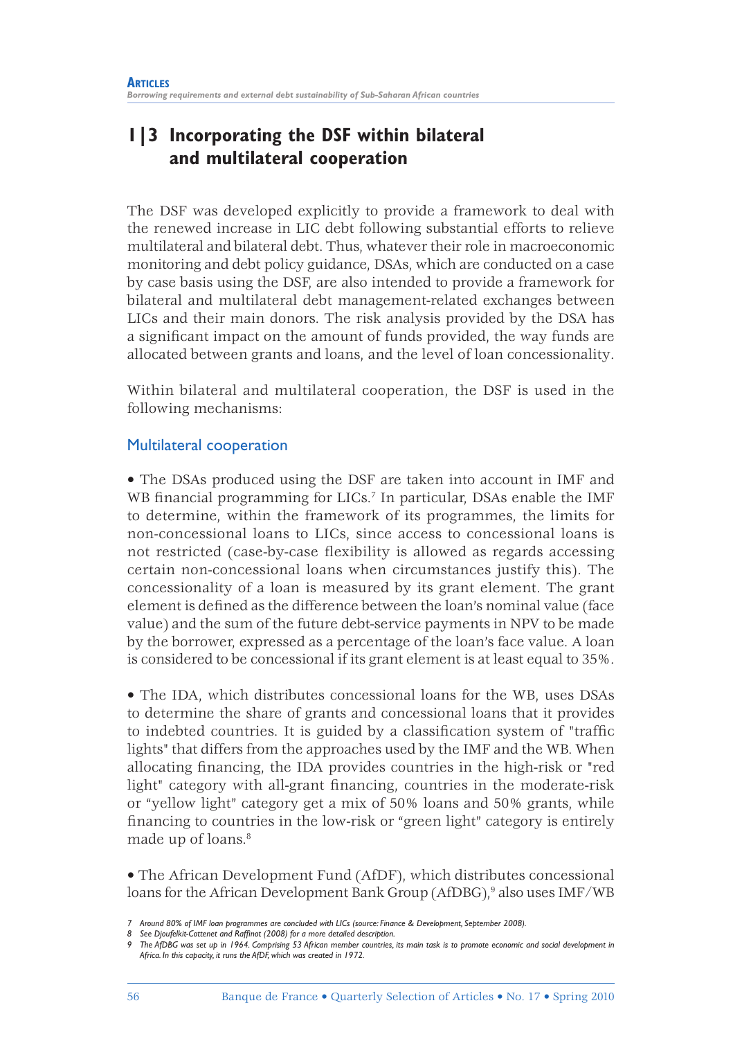## 1|3 Incorporating the DSF within bilateral and multilateral cooperation

The DSF was developed explicitly to provide a framework to deal with the renewed increase in LIC debt following substantial efforts to relieve multilateral and bilateral debt. Thus, whatever their role in macroeconomic monitoring and debt policy guidance, DSAs, which are conducted on a case by case basis using the DSF, are also intended to provide a framework for bilateral and multilateral debt management-related exchanges between LICs and their main donors. The risk analysis provided by the DSA has a significant impact on the amount of funds provided, the way funds are allocated between grants and loans, and the level of loan concessionality.

Within bilateral and multilateral cooperation, the DSF is used in the following mechanisms:

### Multilateral cooperation

- The DSAs produced using the DSF are taken into account in IMF and WB financial programming for LICs.[7] In particular, DSAs enable the IMF to determine, within the framework of its programmes, the limits for non-concessional loans to LICs, since access to concessional loans is not restricted (case-by-case flexibility is allowed as regards accessing certain non-concessional loans when circumstances justify this). The concessionality of a loan is measured by its grant element. The grant element is defined as the difference between the loan's nominal value (face value) and the sum of the future debt-service payments in NPV to be made by the borrower, expressed as a percentage of the loan's face value. A loan is considered to be concessional if its grant element is at least equal to 35%.

- The IDA, which distributes concessional loans for the WB, uses DSAs to determine the share of grants and concessional loans that it provides to indebted countries. It is guided by a classification system of "traffic lights" that differs from the approaches used by the IMF and the WB. When allocating financing, the IDA provides countries in the high-risk or "red light" category with all-grant financing, countries in the moderate-risk or "yellow light" category get a mix of 50% loans and 50% grants, while financing to countries in the low-risk or "green light" category is entirely made up of loans.[8]

- The African Development Fund (AfDF), which distributes concessional loans for the African Development Bank Group (AfDBG),[9] also uses IMF/WB

---

*7 Around 80% of IMF loan programmes are concluded with LICs (source: Finance & Development, September 2008).*

*8 See Djoufelkit-Cottenet and Raffinot (2008) for a more detailed description.*

*9 The AfDBG was set up in 1964. Comprising 53 African member countries, its main task is to promote economic and social development in Africa. In this capacity, it runs the AfDF, which was created in 1972.*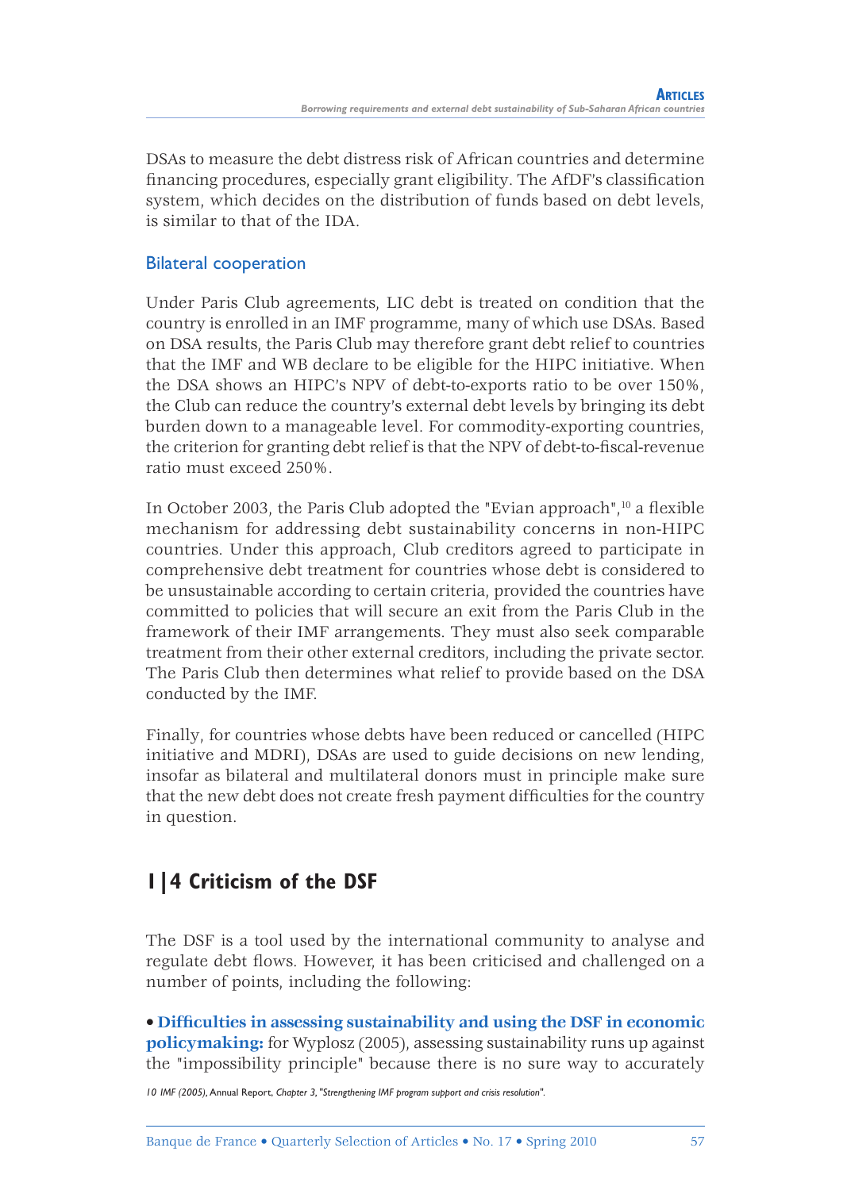DSAs to measure the debt distress risk of African countries and determine financing procedures, especially grant eligibility. The AfDF's classification system, which decides on the distribution of funds based on debt levels, is similar to that of the IDA.

### Bilateral cooperation

Under Paris Club agreements, LIC debt is treated on condition that the country is enrolled in an IMF programme, many of which use DSAs. Based on DSA results, the Paris Club may therefore grant debt relief to countries that the IMF and WB declare to be eligible for the HIPC initiative. When the DSA shows an HIPC's NPV of debt-to-exports ratio to be over 150%, the Club can reduce the country's external debt levels by bringing its debt burden down to a manageable level. For commodity-exporting countries, the criterion for granting debt relief is that the NPV of debt-to-fiscal-revenue ratio must exceed 250%.

In October 2003, the Paris Club adopted the "Evian approach",[10] a flexible mechanism for addressing debt sustainability concerns in non-HIPC countries. Under this approach, Club creditors agreed to participate in comprehensive debt treatment for countries whose debt is considered to be unsustainable according to certain criteria, provided the countries have committed to policies that will secure an exit from the Paris Club in the framework of their IMF arrangements. They must also seek comparable treatment from their other external creditors, including the private sector. The Paris Club then determines what relief to provide based on the DSA conducted by the IMF.

Finally, for countries whose debts have been reduced or cancelled (HIPC initiative and MDRI), DSAs are used to guide decisions on new lending, insofar as bilateral and multilateral donors must in principle make sure that the new debt does not create fresh payment difficulties for the country in question.

## 1|4 Criticism of the DSF

The DSF is a tool used by the international community to analyse and regulate debt flows. However, it has been criticised and challenged on a number of points, including the following:

- **Difficulties in assessing sustainability and using the DSF in economic policymaking:** for Wyplosz (2005), assessing sustainability runs up against the "impossibility principle" because there is no sure way to accurately

10 *IMF (2005),* Annual Report, *Chapter 3, "Strengthening IMF program support and crisis resolution".*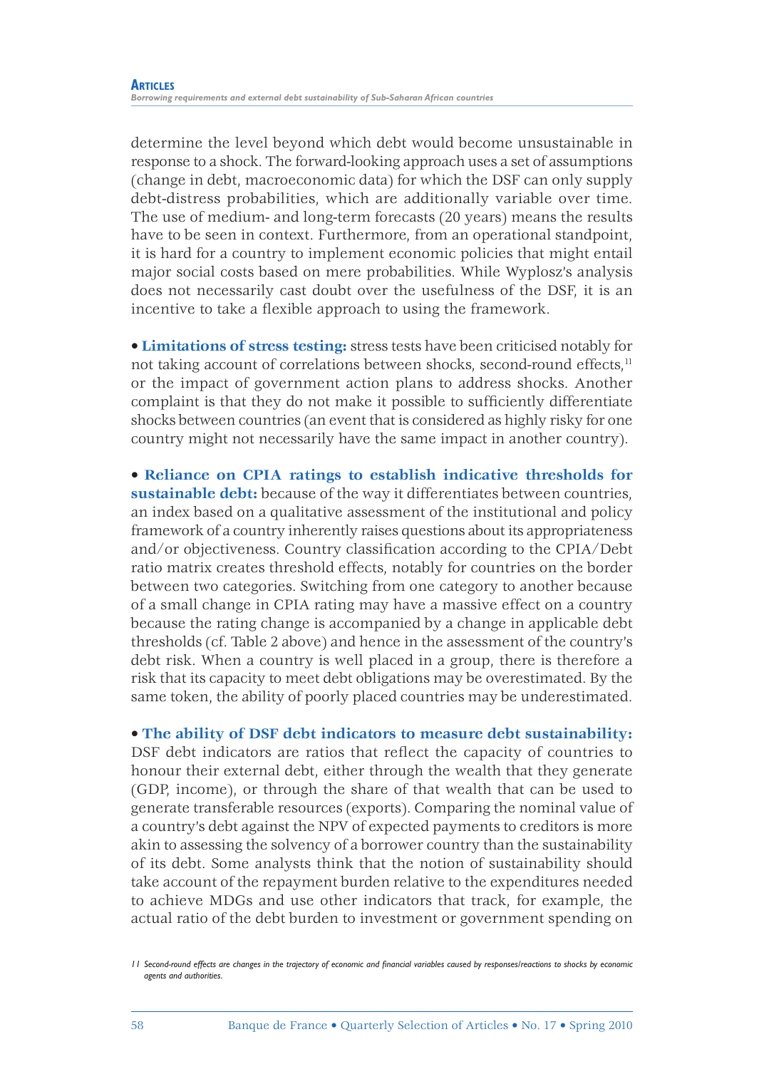determine the level beyond which debt would become unsustainable in response to a shock. The forward-looking approach uses a set of assumptions (change in debt, macroeconomic data) for which the DSF can only supply debt-distress probabilities, which are additionally variable over time. The use of medium- and long-term forecasts (20 years) means the results have to be seen in context. Furthermore, from an operational standpoint, it is hard for a country to implement economic policies that might entail major social costs based on mere probabilities. While Wyplosz's analysis does not necessarily cast doubt over the usefulness of the DSF, it is an incentive to take a flexible approach to using the framework.

- **Limitations of stress testing:** stress tests have been criticised notably for not taking account of correlations between shocks, second-round effects,[11] or the impact of government action plans to address shocks. Another complaint is that they do not make it possible to sufficiently differentiate shocks between countries (an event that is considered as highly risky for one country might not necessarily have the same impact in another country).

- **Reliance on CPIA ratings to establish indicative thresholds for sustainable debt:** because of the way it differentiates between countries, an index based on a qualitative assessment of the institutional and policy framework of a country inherently raises questions about its appropriateness and/or objectiveness. Country classification according to the CPIA/Debt ratio matrix creates threshold effects, notably for countries on the border between two categories. Switching from one category to another because of a small change in CPIA rating may have a massive effect on a country because the rating change is accompanied by a change in applicable debt thresholds (cf. Table 2 above) and hence in the assessment of the country's debt risk. When a country is well placed in a group, there is therefore a risk that its capacity to meet debt obligations may be overestimated. By the same token, the ability of poorly placed countries may be underestimated.

- **The ability of DSF debt indicators to measure debt sustainability:** DSF debt indicators are ratios that reflect the capacity of countries to honour their external debt, either through the wealth that they generate (GDP, income), or through the share of that wealth that can be used to generate transferable resources (exports). Comparing the nominal value of a country's debt against the NPV of expected payments to creditors is more akin to assessing the solvency of a borrower country than the sustainability of its debt. Some analysts think that the notion of sustainability should take account of the repayment burden relative to the expenditures needed to achieve MDGs and use other indicators that track, for example, the actual ratio of the debt burden to investment or government spending on

*11 Second-round effects are changes in the trajectory of economic and financial variables caused by responses/reactions to shocks by economic agents and authorities.*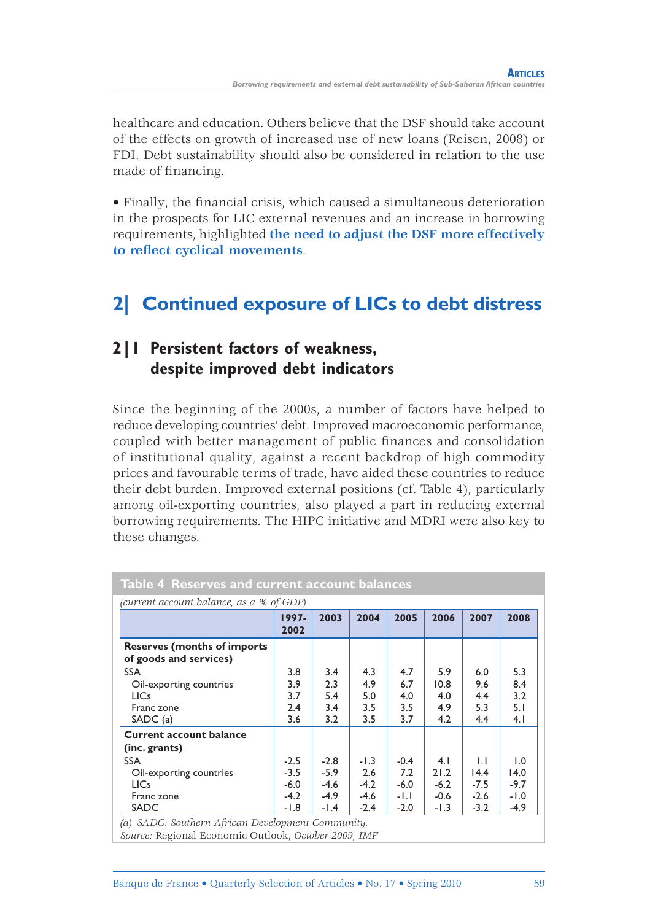healthcare and education. Others believe that the DSF should take account of the effects on growth of increased use of new loans (Reisen, 2008) or FDI. Debt sustainability should also be considered in relation to the use made of financing.

- Finally, the financial crisis, which caused a simultaneous deterioration in the prospects for LIC external revenues and an increase in borrowing requirements, highlighted **the need to adjust the DSF more effectively to reflect cyclical movements**.

## 2| Continued exposure of LICs to debt distress

### 2|1 Persistent factors of weakness, despite improved debt indicators

Since the beginning of the 2000s, a number of factors have helped to reduce developing countries' debt. Improved macroeconomic performance, coupled with better management of public finances and consolidation of institutional quality, against a recent backdrop of high commodity prices and favourable terms of trade, have aided these countries to reduce their debt burden. Improved external positions (cf. Table 4), particularly among oil-exporting countries, also played a part in reducing external borrowing requirements. The HIPC initiative and MDRI were also key to these changes.

**Table 4 Reserves and current account balances**

*(current account balance, as a % of GDP)*

| | 1997-2002 | 2003 | 2004 | 2005 | 2006 | 2007 | 2008 |
|---|---|---|---|---|---|---|---|
| **Reserves (months of imports of goods and services)** | | | | | | | |
| SSA | 3.8 | 3.4 | 4.3 | 4.7 | 5.9 | 6.0 | 5.3 |
| Oil-exporting countries | 3.9 | 2.3 | 4.9 | 6.7 | 10.8 | 9.6 | 8.4 |
| LICs | 3.7 | 5.4 | 5.0 | 4.0 | 4.0 | 4.4 | 3.2 |
| Franc zone | 2.4 | 3.4 | 3.5 | 3.5 | 4.9 | 5.3 | 5.1 |
| SADC (a) | 3.6 | 3.2 | 3.5 | 3.7 | 4.2 | 4.4 | 4.1 |
| **Current account balance (inc. grants)** | | | | | | | |
| SSA | -2.5 | -2.8 | -1.3 | -0.4 | 4.1 | 1.1 | 1.0 |
| Oil-exporting countries | -3.5 | -5.9 | 2.6 | 7.2 | 21.2 | 14.4 | 14.0 |
| LICs | -6.0 | -4.6 | -4.2 | -6.0 | -6.2 | -7.5 | -9.7 |
| Franc zone | -4.2 | -4.9 | -4.6 | -1.1 | -0.6 | -2.6 | -1.0 |
| SADC | -1.8 | -1.4 | -2.4 | -2.0 | -1.3 | -3.2 | -4.9 |

*(a) SADC: Southern African Development Community.*
*Source:* Regional Economic Outlook, *October 2009, IMF.*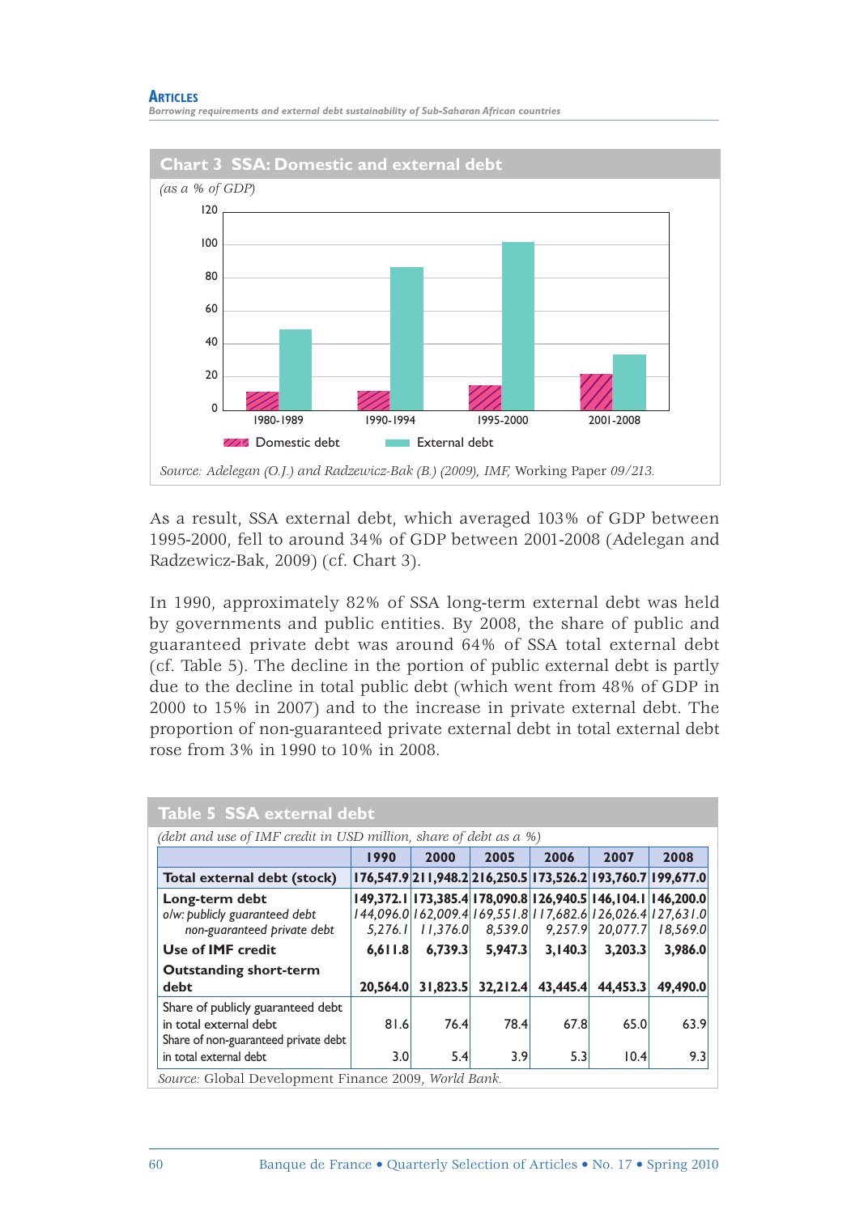## Chart 3 SSA: Domestic and external debt

*(as a % of GDP)*

| | Domestic debt | External debt |
|---|---|---|
| 1980-1989 | | |
| 1990-1994 | | |
| 1995-2000 | | |
| 2001-2008 | | |

*Source: Adelegan (O.J.) and Radzewicz-Bak (B.) (2009), IMF,* Working Paper *09/213.*

As a result, SSA external debt, which averaged 103% of GDP between 1995-2000, fell to around 34% of GDP between 2001-2008 (Adelegan and Radzewicz-Bak, 2009) (cf. Chart 3).

In 1990, approximately 82% of SSA long-term external debt was held by governments and public entities. By 2008, the share of public and guaranteed private debt was around 64% of SSA total external debt (cf. Table 5). The decline in the portion of public external debt is partly due to the decline in total public debt (which went from 48% of GDP in 2000 to 15% in 2007) and to the increase in private external debt. The proportion of non-guaranteed private external debt in total external debt rose from 3% in 1990 to 10% in 2008.

## Table 5 SSA external debt

*(debt and use of IMF credit in USD million, share of debt as a %)*

| | 1990 | 2000 | 2005 | 2006 | 2007 | 2008 |
|---|---|---|---|---|---|---|
| **Total external debt (stock)** | **176,547.9** | **211,948.2** | **216,250.5** | **173,526.2** | **193,760.7** | **199,677.0** |
| **Long-term debt** | **149,372.1** | **173,385.4** | **178,090.8** | **126,940.5** | **146,104.1** | **146,200.0** |
| *o/w: publicly guaranteed debt* | *144,096.0* | *162,009.4* | *169,551.8* | *117,682.6* | *126,026.4* | *127,631.0* |
| *non-guaranteed private debt* | *5,276.1* | *11,376.0* | *8,539.0* | *9,257.9* | *20,077.7* | *18,569.0* |
| **Use of IMF credit** | **6,611.8** | **6,739.3** | **5,947.3** | **3,140.3** | **3,203.3** | **3,986.0** |
| **Outstanding short-term debt** | **20,564.0** | **31,823.5** | **32,212.4** | **43,445.4** | **44,453.3** | **49,490.0** |
| Share of publicly guaranteed debt in total external debt | 81.6 | 76.4 | 78.4 | 67.8 | 65.0 | 63.9 |
| Share of non-guaranteed private debt in total external debt | 3.0 | 5.4 | 3.9 | 5.3 | 10.4 | 9.3 |

*Source:* Global Development Finance 2009, *World Bank.*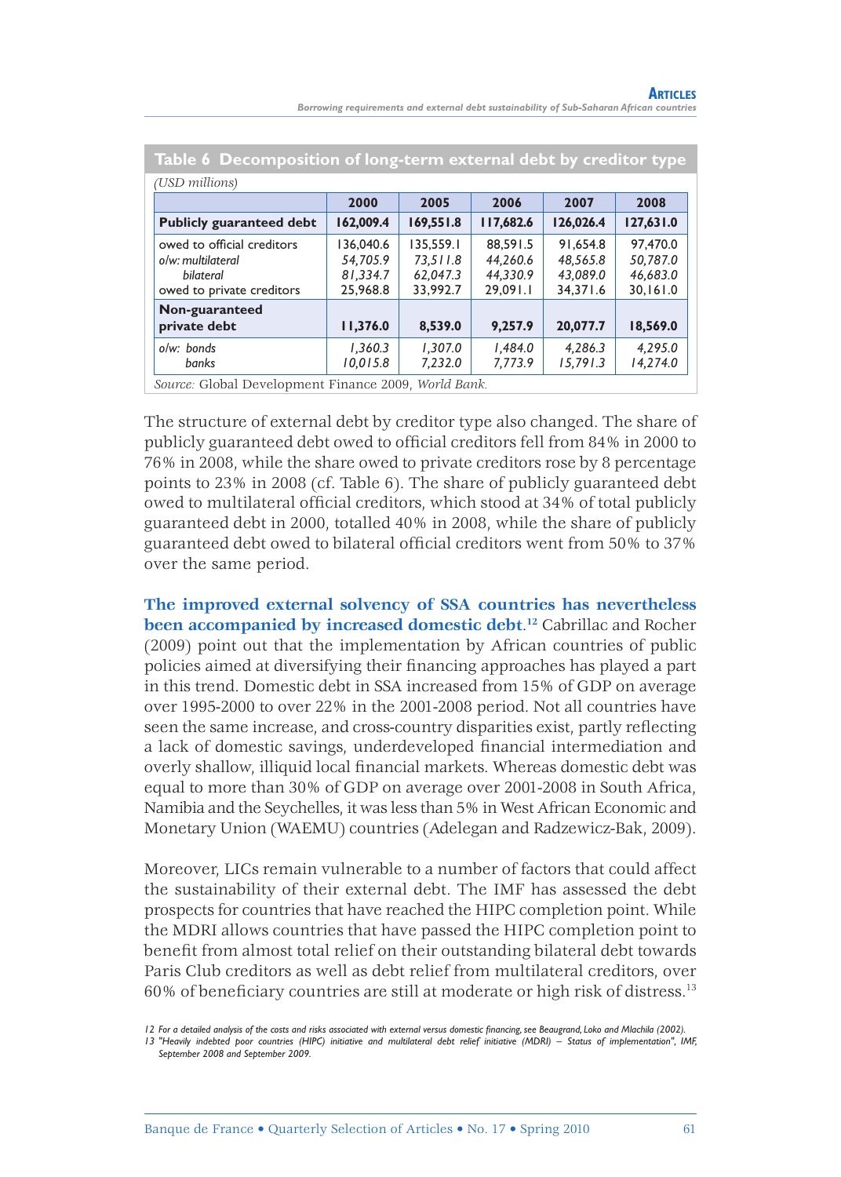**Table 6 Decomposition of long-term external debt by creditor type**

*(USD millions)*

| | 2000 | 2005 | 2006 | 2007 | 2008 |
|---|---|---|---|---|---|
| **Publicly guaranteed debt** | **162,009.4** | **169,551.8** | **117,682.6** | **126,026.4** | **127,631.0** |
| owed to official creditors | 136,040.6 | 135,559.1 | 88,591.5 | 91,654.8 | 97,470.0 |
| *o/w: multilateral* | *54,705.9* | *73,511.8* | *44,260.6* | *48,565.8* | *50,787.0* |
| *bilateral* | *81,334.7* | *62,047.3* | *44,330.9* | *43,089.0* | *46,683.0* |
| owed to private creditors | 25,968.8 | 33,992.7 | 29,091.1 | 34,371.6 | 30,161.0 |
| **Non-guaranteed private debt** | **11,376.0** | **8,539.0** | **9,257.9** | **20,077.7** | **18,569.0** |
| *o/w: bonds* | *1,360.3* | *1,307.0* | *1,484.0* | *4,286.3* | *4,295.0* |
| *banks* | *10,015.8* | *7,232.0* | *7,773.9* | *15,791.3* | *14,274.0* |

*Source:* Global Development Finance 2009, *World Bank.*

The structure of external debt by creditor type also changed. The share of publicly guaranteed debt owed to official creditors fell from 84% in 2000 to 76% in 2008, while the share owed to private creditors rose by 8 percentage points to 23% in 2008 (cf. Table 6). The share of publicly guaranteed debt owed to multilateral official creditors, which stood at 34% of total publicly guaranteed debt in 2000, totalled 40% in 2008, while the share of publicly guaranteed debt owed to bilateral official creditors went from 50% to 37% over the same period.

**The improved external solvency of SSA countries has nevertheless been accompanied by increased domestic debt.**[12] Cabrillac and Rocher (2009) point out that the implementation by African countries of public policies aimed at diversifying their financing approaches has played a part in this trend. Domestic debt in SSA increased from 15% of GDP on average over 1995-2000 to over 22% in the 2001-2008 period. Not all countries have seen the same increase, and cross-country disparities exist, partly reflecting a lack of domestic savings, underdeveloped financial intermediation and overly shallow, illiquid local financial markets. Whereas domestic debt was equal to more than 30% of GDP on average over 2001-2008 in South Africa, Namibia and the Seychelles, it was less than 5% in West African Economic and Monetary Union (WAEMU) countries (Adelegan and Radzewicz-Bak, 2009).

Moreover, LICs remain vulnerable to a number of factors that could affect the sustainability of their external debt. The IMF has assessed the debt prospects for countries that have reached the HIPC completion point. While the MDRI allows countries that have passed the HIPC completion point to benefit from almost total relief on their outstanding bilateral debt towards Paris Club creditors as well as debt relief from multilateral creditors, over 60% of beneficiary countries are still at moderate or high risk of distress.[13]

*12 For a detailed analysis of the costs and risks associated with external versus domestic financing, see Beaugrand, Loko and Mlachila (2002).*

*13 "Heavily indebted poor countries (HIPC) initiative and multilateral debt relief initiative (MDRI) – Status of implementation", IMF, September 2008 and September 2009.*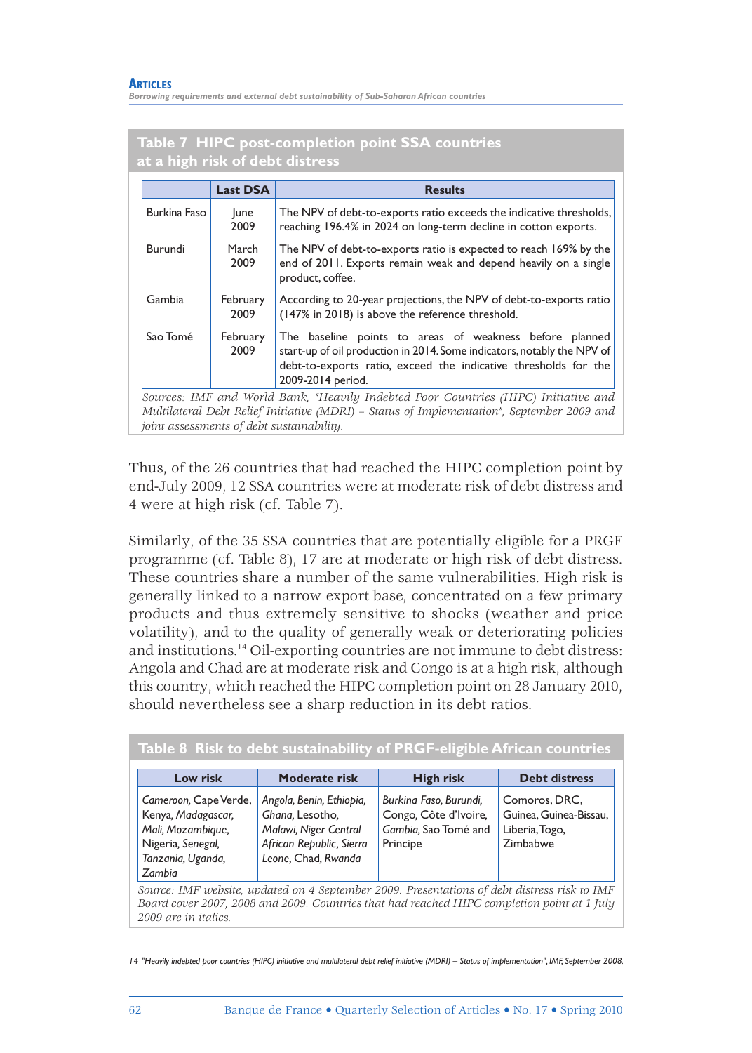**Table 7 HIPC post-completion point SSA countries at a high risk of debt distress**

| | Last DSA | Results |
|---|---|---|
| Burkina Faso | June 2009 | The NPV of debt-to-exports ratio exceeds the indicative thresholds, reaching 196.4% in 2024 on long-term decline in cotton exports. |
| Burundi | March 2009 | The NPV of debt-to-exports ratio is expected to reach 169% by the end of 2011. Exports remain weak and depend heavily on a single product, coffee. |
| Gambia | February 2009 | According to 20-year projections, the NPV of debt-to-exports ratio (147% in 2018) is above the reference threshold. |
| Sao Tomé | February 2009 | The baseline points to areas of weakness before planned start-up of oil production in 2014. Some indicators, notably the NPV of debt-to-exports ratio, exceed the indicative thresholds for the 2009-2014 period. |

*Sources: IMF and World Bank, "Heavily Indebted Poor Countries (HIPC) Initiative and Multilateral Debt Relief Initiative (MDRI) – Status of Implementation", September 2009 and joint assessments of debt sustainability.*

Thus, of the 26 countries that had reached the HIPC completion point by end-July 2009, 12 SSA countries were at moderate risk of debt distress and 4 were at high risk (cf. Table 7).

Similarly, of the 35 SSA countries that are potentially eligible for a PRGF programme (cf. Table 8), 17 are at moderate or high risk of debt distress. These countries share a number of the same vulnerabilities. High risk is generally linked to a narrow export base, concentrated on a few primary products and thus extremely sensitive to shocks (weather and price volatility), and to the quality of generally weak or deteriorating policies and institutions.[14] Oil-exporting countries are not immune to debt distress: Angola and Chad are at moderate risk and Congo is at a high risk, although this country, which reached the HIPC completion point on 28 January 2010, should nevertheless see a sharp reduction in its debt ratios.

**Table 8 Risk to debt sustainability of PRGF-eligible African countries**

| Low risk | Moderate risk | High risk | Debt distress |
|---|---|---|---|
| *Cameroon*, Cape Verde, Kenya, *Madagascar*, *Mali*, *Mozambique*, Nigeria, *Senegal*, *Tanzania*, *Uganda*, *Zambia* | *Angola*, *Benin*, *Ethiopia*, *Ghana*, Lesotho, *Malawi*, *Niger Central African Republic*, *Sierra Leone*, *Chad*, *Rwanda* | *Burkina Faso*, *Burundi*, Congo, Côte d'Ivoire, *Gambia*, Sao Tomé and Principe | Comoros, DRC, Guinea, Guinea-Bissau, Liberia, Togo, Zimbabwe |

*Source: IMF website, updated on 4 September 2009. Presentations of debt distress risk to IMF Board cover 2007, 2008 and 2009. Countries that had reached HIPC completion point at 1 July 2009 are in italics.*

14 "Heavily indebted poor countries (HIPC) initiative and multilateral debt relief initiative (MDRI) – Status of implementation", IMF, September 2008.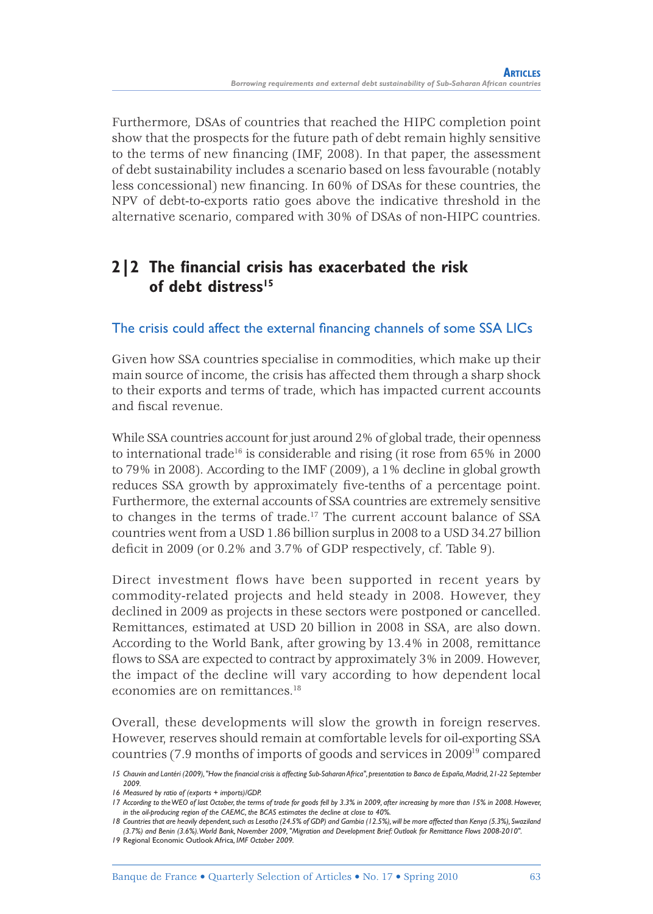Furthermore, DSAs of countries that reached the HIPC completion point show that the prospects for the future path of debt remain highly sensitive to the terms of new financing (IMF, 2008). In that paper, the assessment of debt sustainability includes a scenario based on less favourable (notably less concessional) new financing. In 60% of DSAs for these countries, the NPV of debt-to-exports ratio goes above the indicative threshold in the alternative scenario, compared with 30% of DSAs of non-HIPC countries.

## 2|2 The financial crisis has exacerbated the risk of debt distress[15]

### The crisis could affect the external financing channels of some SSA LICs

Given how SSA countries specialise in commodities, which make up their main source of income, the crisis has affected them through a sharp shock to their exports and terms of trade, which has impacted current accounts and fiscal revenue.

While SSA countries account for just around 2% of global trade, their openness to international trade[16] is considerable and rising (it rose from 65% in 2000 to 79% in 2008). According to the IMF (2009), a 1% decline in global growth reduces SSA growth by approximately five-tenths of a percentage point. Furthermore, the external accounts of SSA countries are extremely sensitive to changes in the terms of trade.[17] The current account balance of SSA countries went from a USD 1.86 billion surplus in 2008 to a USD 34.27 billion deficit in 2009 (or 0.2% and 3.7% of GDP respectively, cf. Table 9).

Direct investment flows have been supported in recent years by commodity-related projects and held steady in 2008. However, they declined in 2009 as projects in these sectors were postponed or cancelled. Remittances, estimated at USD 20 billion in 2008 in SSA, are also down. According to the World Bank, after growing by 13.4% in 2008, remittance flows to SSA are expected to contract by approximately 3% in 2009. However, the impact of the decline will vary according to how dependent local economies are on remittances.[18]

Overall, these developments will slow the growth in foreign reserves. However, reserves should remain at comfortable levels for oil-exporting SSA countries (7.9 months of imports of goods and services in 2009[19] compared

15 *Chauvin and Lantéri (2009), "How the financial crisis is affecting Sub-Saharan Africa", presentation to Banco de España, Madrid, 21-22 September 2009.*

16 *Measured by ratio of (exports + imports)/GDP.*

17 *According to the WEO of last October, the terms of trade for goods fell by 3.3% in 2009, after increasing by more than 15% in 2008. However, in the oil-producing region of the CAEMC, the BCAS estimates the decline at close to 40%.*

18 *Countries that are heavily dependent, such as Lesotho (24.5% of GDP) and Gambia (12.5%), will be more affected than Kenya (5.3%), Swaziland (3.7%) and Benin (3.6%). World Bank, November 2009, "Migration and Development Brief: Outlook for Remittance Flows 2008-2010".*

19 Regional Economic Outlook Africa, *IMF October 2009.*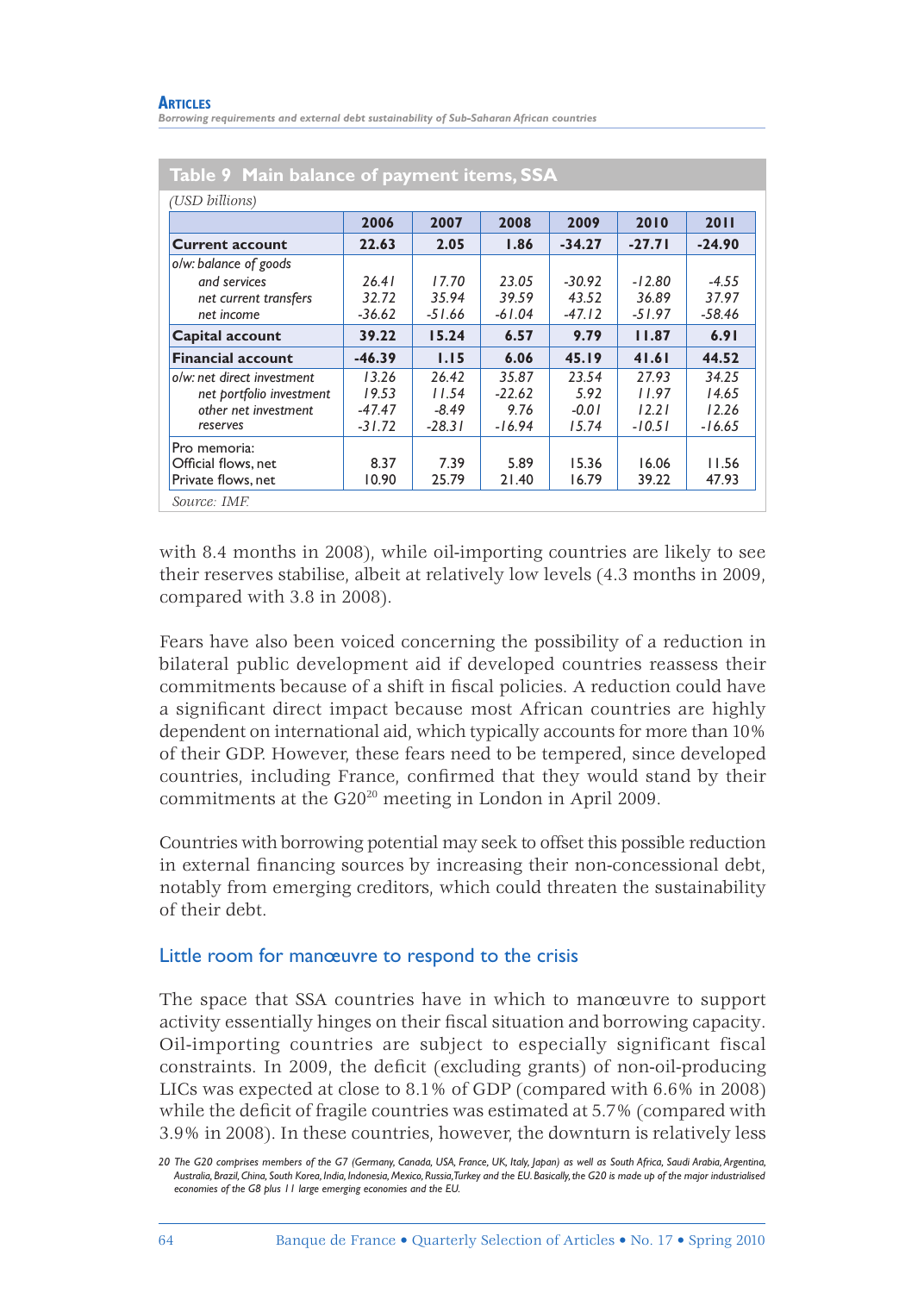**Table 9 Main balance of payment items, SSA**

*(USD billions)*

| | 2006 | 2007 | 2008 | 2009 | 2010 | 2011 |
|---|---|---|---|---|---|---|
| **Current account** | **22.63** | **2.05** | **1.86** | **-34.27** | **-27.71** | **-24.90** |
| *o/w: balance of goods and services* | *26.41* | *17.70* | *23.05* | *-30.92* | *-12.80* | *-4.55* |
| *net current transfers* | *32.72* | *35.94* | *39.59* | *43.52* | *36.89* | *37.97* |
| *net income* | *-36.62* | *-51.66* | *-61.04* | *-47.12* | *-51.97* | *-58.46* |
| **Capital account** | **39.22** | **15.24** | **6.57** | **9.79** | **11.87** | **6.91** |
| **Financial account** | **-46.39** | **1.15** | **6.06** | **45.19** | **41.61** | **44.52** |
| *o/w: net direct investment* | *13.26* | *26.42* | *35.87* | *23.54* | *27.93* | *34.25* |
| *net portfolio investment* | *19.53* | *11.54* | *-22.62* | *5.92* | *11.97* | *14.65* |
| *other net investment* | *-47.47* | *-8.49* | *9.76* | *-0.01* | *12.21* | *12.26* |
| *reserves* | *-31.72* | *-28.31* | *-16.94* | *15.74* | *-10.51* | *-16.65* |
| Pro memoria: | | | | | | |
| Official flows, net | 8.37 | 7.39 | 5.89 | 15.36 | 16.06 | 11.56 |
| Private flows, net | 10.90 | 25.79 | 21.40 | 16.79 | 39.22 | 47.93 |

*Source: IMF.*

with 8.4 months in 2008), while oil-importing countries are likely to see their reserves stabilise, albeit at relatively low levels (4.3 months in 2009, compared with 3.8 in 2008).

Fears have also been voiced concerning the possibility of a reduction in bilateral public development aid if developed countries reassess their commitments because of a shift in fiscal policies. A reduction could have a significant direct impact because most African countries are highly dependent on international aid, which typically accounts for more than 10% of their GDP. However, these fears need to be tempered, since developed countries, including France, confirmed that they would stand by their commitments at the G20[20] meeting in London in April 2009.

Countries with borrowing potential may seek to offset this possible reduction in external financing sources by increasing their non-concessional debt, notably from emerging creditors, which could threaten the sustainability of their debt.

## Little room for manœuvre to respond to the crisis

The space that SSA countries have in which to manœuvre to support activity essentially hinges on their fiscal situation and borrowing capacity. Oil-importing countries are subject to especially significant fiscal constraints. In 2009, the deficit (excluding grants) of non-oil-producing LICs was expected at close to 8.1% of GDP (compared with 6.6% in 2008) while the deficit of fragile countries was estimated at 5.7% (compared with 3.9% in 2008). In these countries, however, the downturn is relatively less

*20 The G20 comprises members of the G7 (Germany, Canada, USA, France, UK, Italy, Japan) as well as South Africa, Saudi Arabia, Argentina, Australia, Brazil, China, South Korea, India, Indonesia, Mexico, Russia, Turkey and the EU. Basically, the G20 is made up of the major industrialised economies of the G8 plus 11 large emerging economies and the EU.*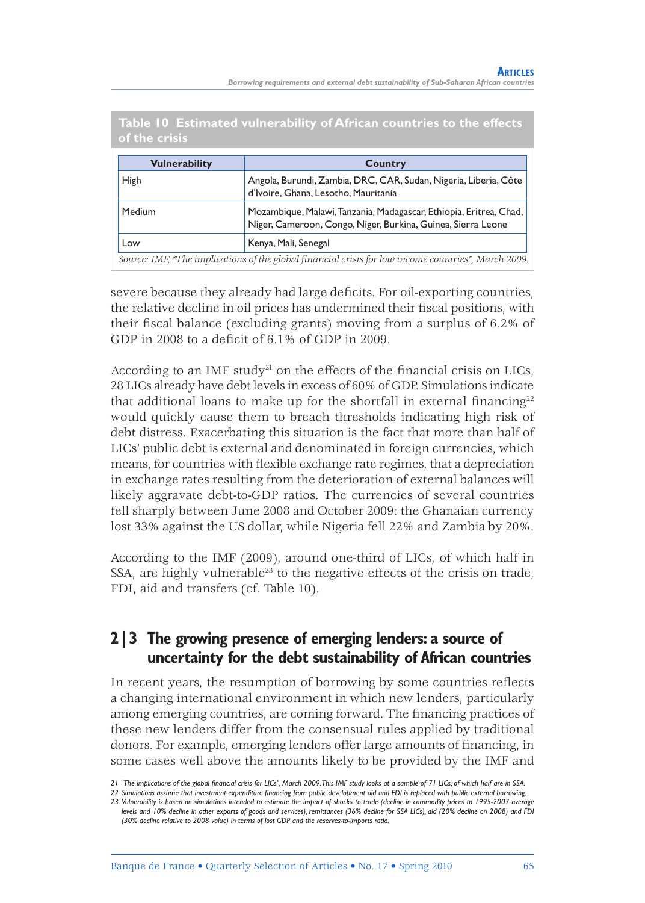**Table 10 Estimated vulnerability of African countries to the effects of the crisis**

| Vulnerability | Country |
| --- | --- |
| High | Angola, Burundi, Zambia, DRC, CAR, Sudan, Nigeria, Liberia, Côte d'Ivoire, Ghana, Lesotho, Mauritania |
| Medium | Mozambique, Malawi, Tanzania, Madagascar, Ethiopia, Eritrea, Chad, Niger, Cameroon, Congo, Niger, Burkina, Guinea, Sierra Leone |
| Low | Kenya, Mali, Senegal |

*Source: IMF, "The implications of the global financial crisis for low income countries", March 2009.*

severe because they already had large deficits. For oil-exporting countries, the relative decline in oil prices has undermined their fiscal positions, with their fiscal balance (excluding grants) moving from a surplus of 6.2% of GDP in 2008 to a deficit of 6.1% of GDP in 2009.

According to an IMF study[21] on the effects of the financial crisis on LICs, 28 LICs already have debt levels in excess of 60% of GDP. Simulations indicate that additional loans to make up for the shortfall in external financing[22] would quickly cause them to breach thresholds indicating high risk of debt distress. Exacerbating this situation is the fact that more than half of LICs' public debt is external and denominated in foreign currencies, which means, for countries with flexible exchange rate regimes, that a depreciation in exchange rates resulting from the deterioration of external balances will likely aggravate debt-to-GDP ratios. The currencies of several countries fell sharply between June 2008 and October 2009: the Ghanaian currency lost 33% against the US dollar, while Nigeria fell 22% and Zambia by 20%.

According to the IMF (2009), around one-third of LICs, of which half in SSA, are highly vulnerable[23] to the negative effects of the crisis on trade, FDI, aid and transfers (cf. Table 10).

## 2|3 The growing presence of emerging lenders: a source of uncertainty for the debt sustainability of African countries

In recent years, the resumption of borrowing by some countries reflects a changing international environment in which new lenders, particularly among emerging countries, are coming forward. The financing practices of these new lenders differ from the consensual rules applied by traditional donors. For example, emerging lenders offer large amounts of financing, in some cases well above the amounts likely to be provided by the IMF and

*21 "The implications of the global financial crisis for LICs", March 2009. This IMF study looks at a sample of 71 LICs, of which half are in SSA.*

*22 Simulations assume that investment expenditure financing from public development aid and FDI is replaced with public external borrowing.*

*23 Vulnerability is based on simulations intended to estimate the impact of shocks to trade (decline in commodity prices to 1995-2007 average levels and 10% decline in other exports of goods and services), remittances (36% decline for SSA LICs), aid (20% decline on 2008) and FDI (30% decline relative to 2008 value) in terms of lost GDP and the reserves-to-imports ratio.*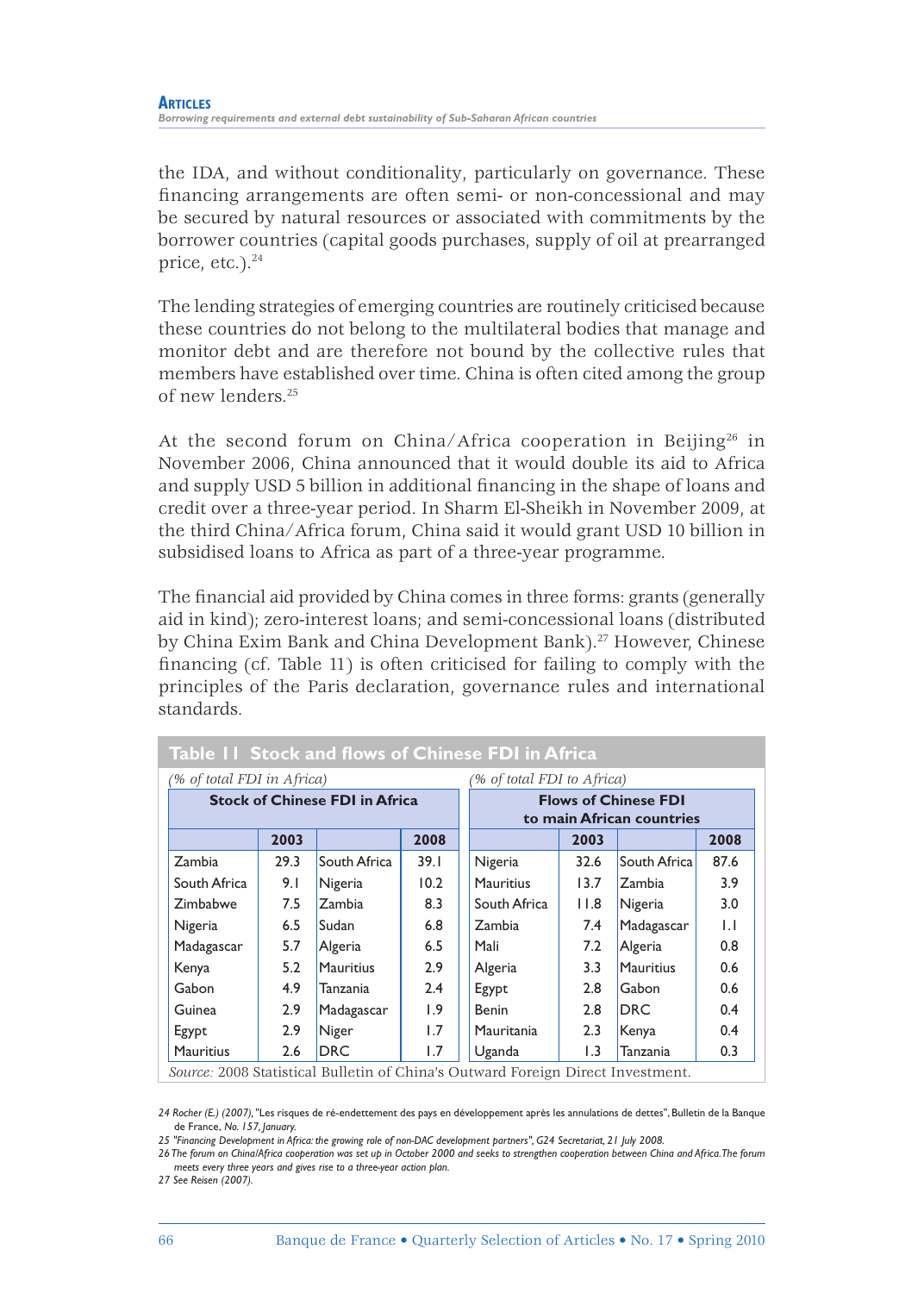the IDA, and without conditionality, particularly on governance. These financing arrangements are often semi- or non-concessional and may be secured by natural resources or associated with commitments by the borrower countries (capital goods purchases, supply of oil at prearranged price, etc.).[24]

The lending strategies of emerging countries are routinely criticised because these countries do not belong to the multilateral bodies that manage and monitor debt and are therefore not bound by the collective rules that members have established over time. China is often cited among the group of new lenders.[25]

At the second forum on China/Africa cooperation in Beijing[26] in November 2006, China announced that it would double its aid to Africa and supply USD 5 billion in additional financing in the shape of loans and credit over a three-year period. In Sharm El-Sheikh in November 2009, at the third China/Africa forum, China said it would grant USD 10 billion in subsidised loans to Africa as part of a three-year programme.

The financial aid provided by China comes in three forms: grants (generally aid in kind); zero-interest loans; and semi-concessional loans (distributed by China Exim Bank and China Development Bank).[27] However, Chinese financing (cf. Table 11) is often criticised for failing to comply with the principles of the Paris declaration, governance rules and international standards.

**Table 11 Stock and flows of Chinese FDI in Africa**

*(% of total FDI in Africa)*

| Stock of Chinese FDI in Africa | | | |
|---|---|---|---|
| | 2003 | | 2008 |
| Zambia | 29.3 | South Africa | 39.1 |
| South Africa | 9.1 | Nigeria | 10.2 |
| Zimbabwe | 7.5 | Zambia | 8.3 |
| Nigeria | 6.5 | Sudan | 6.8 |
| Madagascar | 5.7 | Algeria | 6.5 |
| Kenya | 5.2 | Mauritius | 2.9 |
| Gabon | 4.9 | Tanzania | 2.4 |
| Guinea | 2.9 | Madagascar | 1.9 |
| Egypt | 2.9 | Niger | 1.7 |
| Mauritius | 2.6 | DRC | 1.7 |

*(% of total FDI to Africa)*

| Flows of Chinese FDI to main African countries | | | |
|---|---|---|---|
| | 2003 | | 2008 |
| Nigeria | 32.6 | South Africa | 87.6 |
| Mauritius | 13.7 | Zambia | 3.9 |
| South Africa | 11.8 | Nigeria | 3.0 |
| Zambia | 7.4 | Madagascar | 1.1 |
| Mali | 7.2 | Algeria | 0.8 |
| Algeria | 3.3 | Mauritius | 0.6 |
| Egypt | 2.8 | Gabon | 0.6 |
| Benin | 2.8 | DRC | 0.4 |
| Mauritania | 2.3 | Kenya | 0.4 |
| Uganda | 1.3 | Tanzania | 0.3 |

*Source:* 2008 Statistical Bulletin of China's Outward Foreign Direct Investment.

---

24 Rocher (E.) (2007), "Les risques de ré-endettement des pays en développement après les annulations de dettes", Bulletin de la Banque de France, No. 157, January.

25 "Financing Development in Africa: the growing role of non-DAC development partners", G24 Secretariat, 21 July 2008.

26 The forum on China/Africa cooperation was set up in October 2000 and seeks to strengthen cooperation between China and Africa. The forum meets every three years and gives rise to a three-year action plan.

27 See Reisen (2007).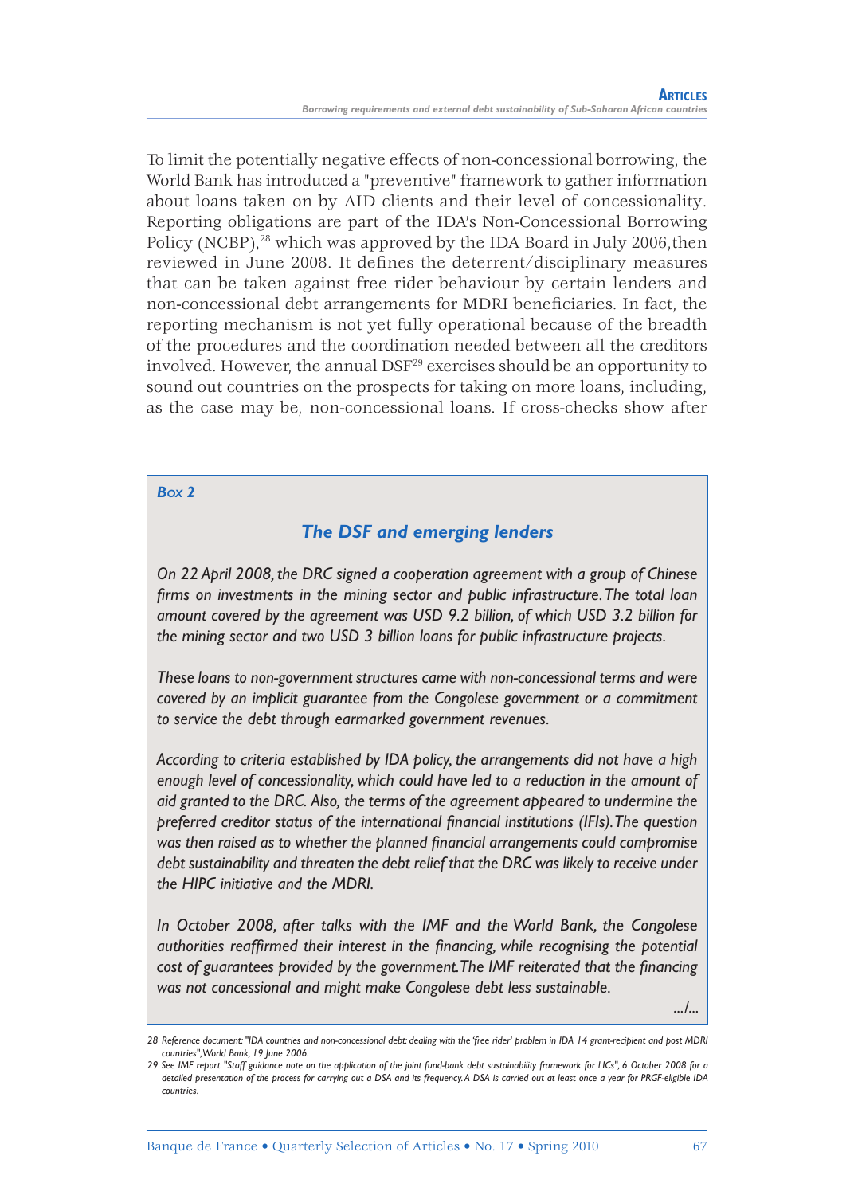To limit the potentially negative effects of non-concessional borrowing, the World Bank has introduced a "preventive" framework to gather information about loans taken on by AID clients and their level of concessionality. Reporting obligations are part of the IDA's Non-Concessional Borrowing Policy (NCBP),[28] which was approved by the IDA Board in July 2006,then reviewed in June 2008. It defines the deterrent/disciplinary measures that can be taken against free rider behaviour by certain lenders and non-concessional debt arrangements for MDRI beneficiaries. In fact, the reporting mechanism is not yet fully operational because of the breadth of the procedures and the coordination needed between all the creditors involved. However, the annual DSF[29] exercises should be an opportunity to sound out countries on the prospects for taking on more loans, including, as the case may be, non-concessional loans. If cross-checks show after

**Box 2**

### *The DSF and emerging lenders*

*On 22 April 2008, the DRC signed a cooperation agreement with a group of Chinese firms on investments in the mining sector and public infrastructure. The total loan amount covered by the agreement was USD 9.2 billion, of which USD 3.2 billion for the mining sector and two USD 3 billion loans for public infrastructure projects.*

*These loans to non-government structures came with non-concessional terms and were covered by an implicit guarantee from the Congolese government or a commitment to service the debt through earmarked government revenues.*

*According to criteria established by IDA policy, the arrangements did not have a high enough level of concessionality, which could have led to a reduction in the amount of aid granted to the DRC. Also, the terms of the agreement appeared to undermine the preferred creditor status of the international financial institutions (IFIs). The question was then raised as to whether the planned financial arrangements could compromise debt sustainability and threaten the debt relief that the DRC was likely to receive under the HIPC initiative and the MDRI.*

*In October 2008, after talks with the IMF and the World Bank, the Congolese authorities reaffirmed their interest in the financing, while recognising the potential cost of guarantees provided by the government. The IMF reiterated that the financing was not concessional and might make Congolese debt less sustainable.*

*.../...*

28 Reference document: "IDA countries and non-concessional debt: dealing with the 'free rider' problem in IDA 14 grant-recipient and post MDRI countries", World Bank, 19 June 2006.

29 See IMF report "Staff guidance note on the application of the joint fund-bank debt sustainability framework for LICs", 6 October 2008 for a detailed presentation of the process for carrying out a DSA and its frequency. A DSA is carried out at least once a year for PRGF-eligible IDA countries.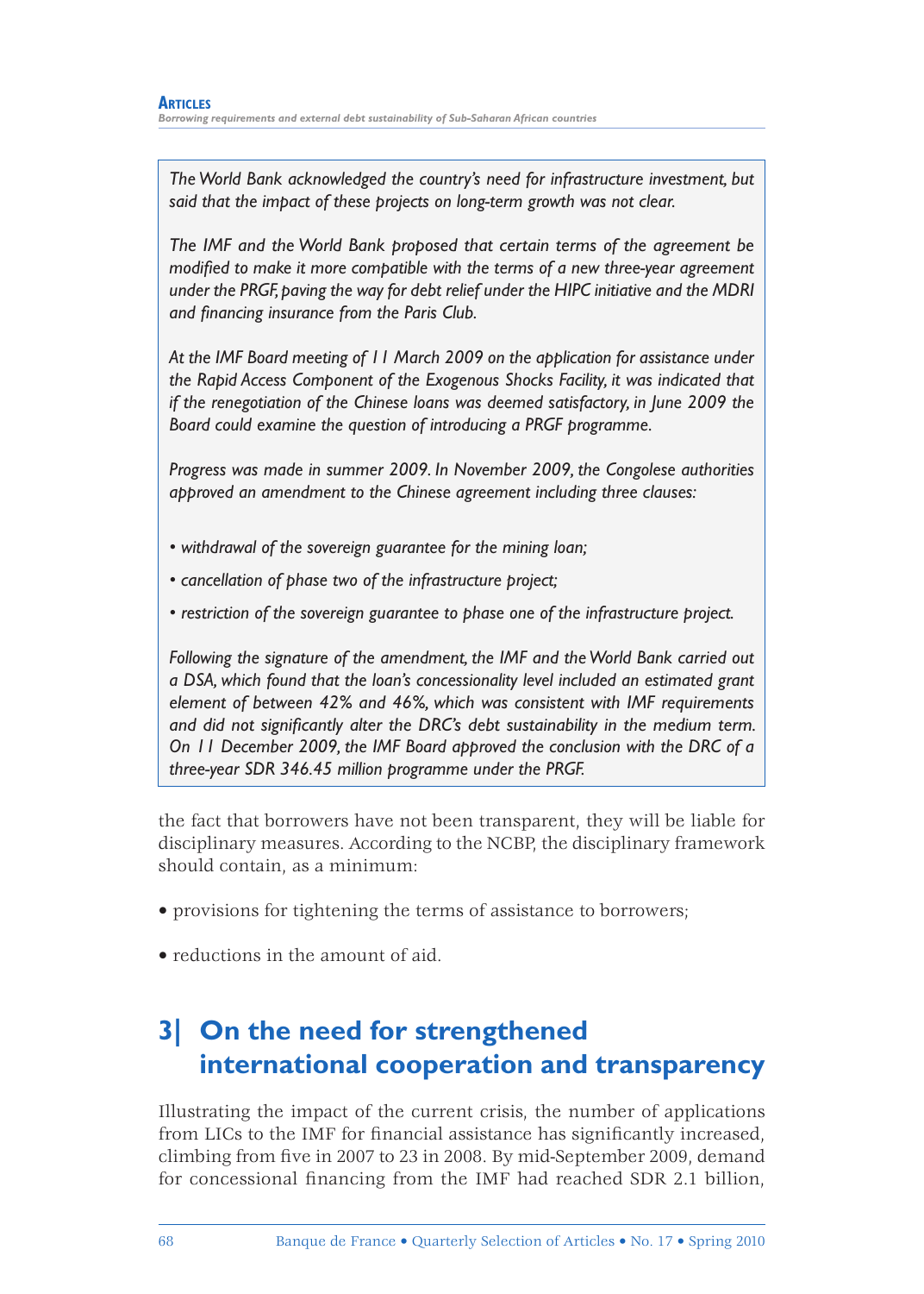*The World Bank acknowledged the country's need for infrastructure investment, but said that the impact of these projects on long-term growth was not clear.*

*The IMF and the World Bank proposed that certain terms of the agreement be modified to make it more compatible with the terms of a new three-year agreement under the PRGF, paving the way for debt relief under the HIPC initiative and the MDRI and financing insurance from the Paris Club.*

*At the IMF Board meeting of 11 March 2009 on the application for assistance under the Rapid Access Component of the Exogenous Shocks Facility, it was indicated that if the renegotiation of the Chinese loans was deemed satisfactory, in June 2009 the Board could examine the question of introducing a PRGF programme.*

*Progress was made in summer 2009. In November 2009, the Congolese authorities approved an amendment to the Chinese agreement including three clauses:*

- *withdrawal of the sovereign guarantee for the mining loan;*
- *cancellation of phase two of the infrastructure project;*
- *restriction of the sovereign guarantee to phase one of the infrastructure project.*

*Following the signature of the amendment, the IMF and the World Bank carried out a DSA, which found that the loan's concessionality level included an estimated grant element of between 42% and 46%, which was consistent with IMF requirements and did not significantly alter the DRC's debt sustainability in the medium term. On 11 December 2009, the IMF Board approved the conclusion with the DRC of a three-year SDR 346.45 million programme under the PRGF.*

the fact that borrowers have not been transparent, they will be liable for disciplinary measures. According to the NCBP, the disciplinary framework should contain, as a minimum:

- provisions for tightening the terms of assistance to borrowers;
- reductions in the amount of aid.

## 3| On the need for strengthened international cooperation and transparency

Illustrating the impact of the current crisis, the number of applications from LICs to the IMF for financial assistance has significantly increased, climbing from five in 2007 to 23 in 2008. By mid-September 2009, demand for concessional financing from the IMF had reached SDR 2.1 billion,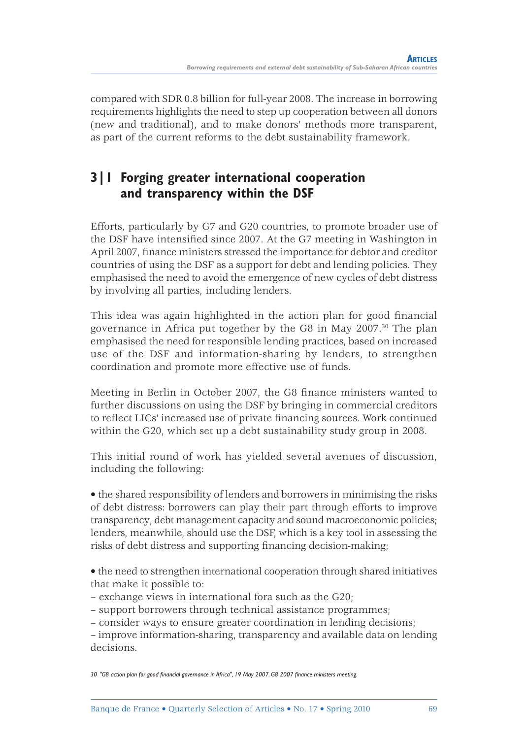compared with SDR 0.8 billion for full-year 2008. The increase in borrowing requirements highlights the need to step up cooperation between all donors (new and traditional), and to make donors' methods more transparent, as part of the current reforms to the debt sustainability framework.

## 3|1 Forging greater international cooperation and transparency within the DSF

Efforts, particularly by G7 and G20 countries, to promote broader use of the DSF have intensified since 2007. At the G7 meeting in Washington in April 2007, finance ministers stressed the importance for debtor and creditor countries of using the DSF as a support for debt and lending policies. They emphasised the need to avoid the emergence of new cycles of debt distress by involving all parties, including lenders.

This idea was again highlighted in the action plan for good financial governance in Africa put together by the G8 in May 2007.[30] The plan emphasised the need for responsible lending practices, based on increased use of the DSF and information-sharing by lenders, to strengthen coordination and promote more effective use of funds.

Meeting in Berlin in October 2007, the G8 finance ministers wanted to further discussions on using the DSF by bringing in commercial creditors to reflect LICs' increased use of private financing sources. Work continued within the G20, which set up a debt sustainability study group in 2008.

This initial round of work has yielded several avenues of discussion, including the following:

- the shared responsibility of lenders and borrowers in minimising the risks of debt distress: borrowers can play their part through efforts to improve transparency, debt management capacity and sound macroeconomic policies; lenders, meanwhile, should use the DSF, which is a key tool in assessing the risks of debt distress and supporting financing decision-making;

- the need to strengthen international cooperation through shared initiatives that make it possible to:
  - exchange views in international fora such as the G20;
  - support borrowers through technical assistance programmes;
  - consider ways to ensure greater coordination in lending decisions;
  - improve information-sharing, transparency and available data on lending decisions.

*30 "G8 action plan for good financial governance in Africa", 19 May 2007. G8 2007 finance ministers meeting.*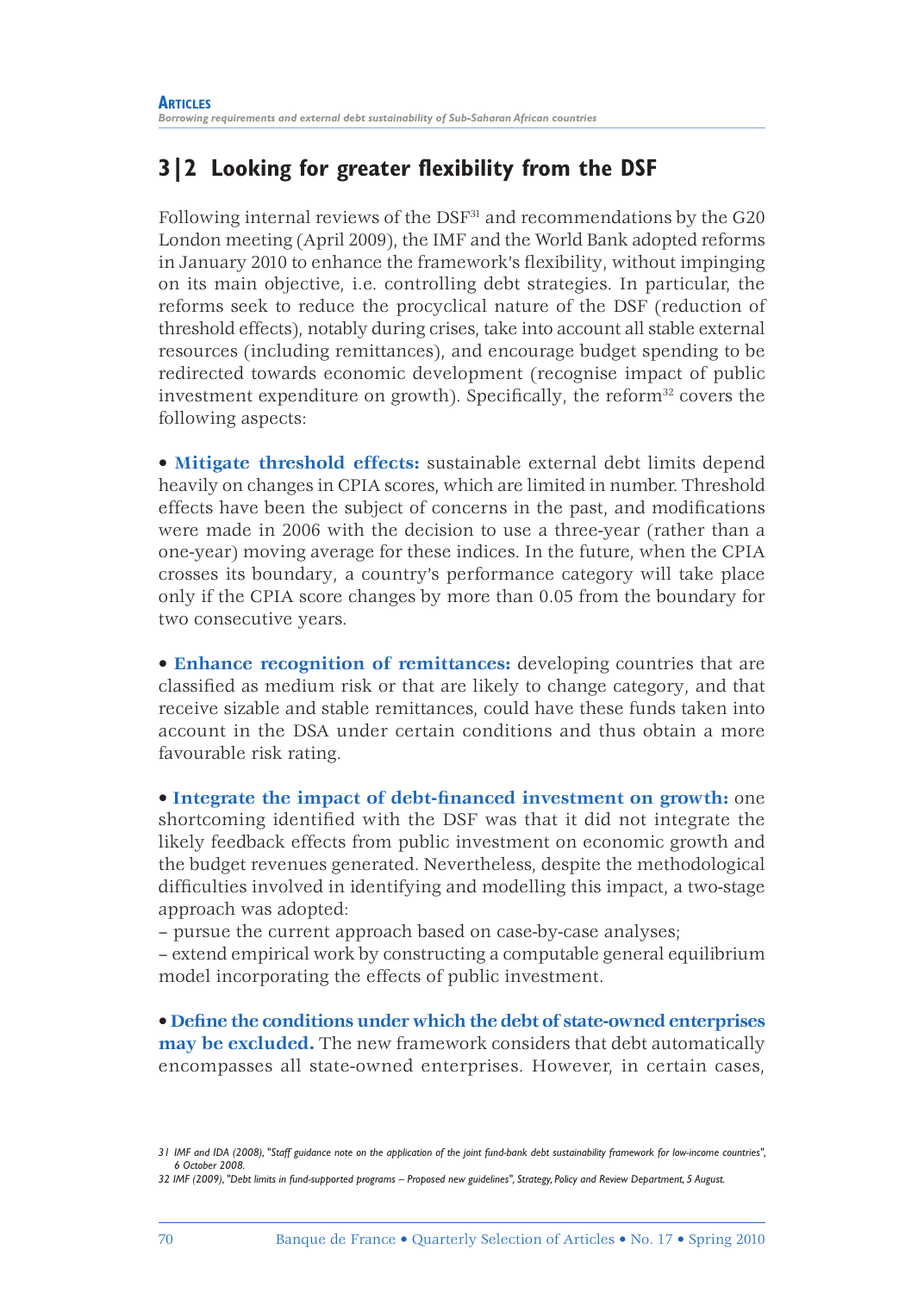## 3|2 Looking for greater flexibility from the DSF

Following internal reviews of the DSF[31] and recommendations by the G20 London meeting (April 2009), the IMF and the World Bank adopted reforms in January 2010 to enhance the framework's flexibility, without impinging on its main objective, i.e. controlling debt strategies. In particular, the reforms seek to reduce the procyclical nature of the DSF (reduction of threshold effects), notably during crises, take into account all stable external resources (including remittances), and encourage budget spending to be redirected towards economic development (recognise impact of public investment expenditure on growth). Specifically, the reform[32] covers the following aspects:

• **Mitigate threshold effects:** sustainable external debt limits depend heavily on changes in CPIA scores, which are limited in number. Threshold effects have been the subject of concerns in the past, and modifications were made in 2006 with the decision to use a three-year (rather than a one-year) moving average for these indices. In the future, when the CPIA crosses its boundary, a country's performance category will take place only if the CPIA score changes by more than 0.05 from the boundary for two consecutive years.

• **Enhance recognition of remittances:** developing countries that are classified as medium risk or that are likely to change category, and that receive sizable and stable remittances, could have these funds taken into account in the DSA under certain conditions and thus obtain a more favourable risk rating.

• **Integrate the impact of debt-financed investment on growth:** one shortcoming identified with the DSF was that it did not integrate the likely feedback effects from public investment on economic growth and the budget revenues generated. Nevertheless, despite the methodological difficulties involved in identifying and modelling this impact, a two-stage approach was adopted:
– pursue the current approach based on case-by-case analyses;
– extend empirical work by constructing a computable general equilibrium model incorporating the effects of public investment.

• **Define the conditions under which the debt of state-owned enterprises may be excluded.** The new framework considers that debt automatically encompasses all state-owned enterprises. However, in certain cases,

31 IMF and IDA (2008), *"Staff guidance note on the application of the joint fund-bank debt sustainability framework for low-income countries", 6 October 2008.*

32 IMF (2009), *"Debt limits in fund-supported programs – Proposed new guidelines", Strategy, Policy and Review Department, 5 August.*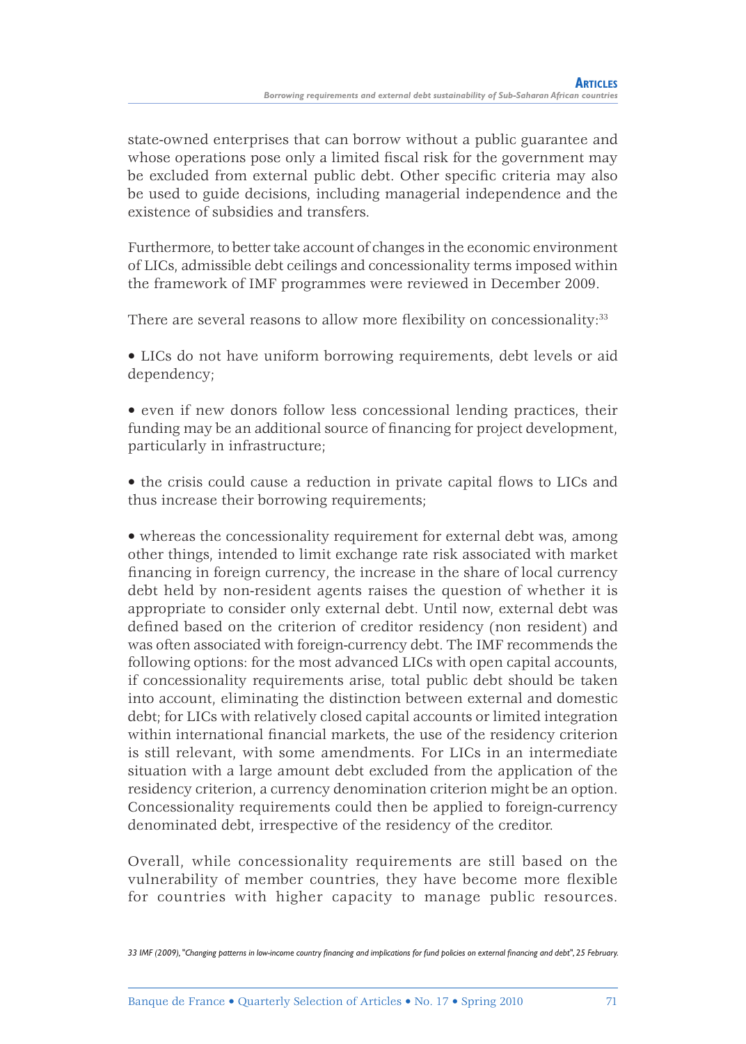state-owned enterprises that can borrow without a public guarantee and whose operations pose only a limited fiscal risk for the government may be excluded from external public debt. Other specific criteria may also be used to guide decisions, including managerial independence and the existence of subsidies and transfers.

Furthermore, to better take account of changes in the economic environment of LICs, admissible debt ceilings and concessionality terms imposed within the framework of IMF programmes were reviewed in December 2009.

There are several reasons to allow more flexibility on concessionality:[33]

- LICs do not have uniform borrowing requirements, debt levels or aid dependency;

- even if new donors follow less concessional lending practices, their funding may be an additional source of financing for project development, particularly in infrastructure;

- the crisis could cause a reduction in private capital flows to LICs and thus increase their borrowing requirements;

- whereas the concessionality requirement for external debt was, among other things, intended to limit exchange rate risk associated with market financing in foreign currency, the increase in the share of local currency debt held by non-resident agents raises the question of whether it is appropriate to consider only external debt. Until now, external debt was defined based on the criterion of creditor residency (non resident) and was often associated with foreign-currency debt. The IMF recommends the following options: for the most advanced LICs with open capital accounts, if concessionality requirements arise, total public debt should be taken into account, eliminating the distinction between external and domestic debt; for LICs with relatively closed capital accounts or limited integration within international financial markets, the use of the residency criterion is still relevant, with some amendments. For LICs in an intermediate situation with a large amount debt excluded from the application of the residency criterion, a currency denomination criterion might be an option. Concessionality requirements could then be applied to foreign-currency denominated debt, irrespective of the residency of the creditor.

Overall, while concessionality requirements are still based on the vulnerability of member countries, they have become more flexible for countries with higher capacity to manage public resources.

*33 IMF (2009), "Changing patterns in low-income country financing and implications for fund policies on external financing and debt", 25 February.*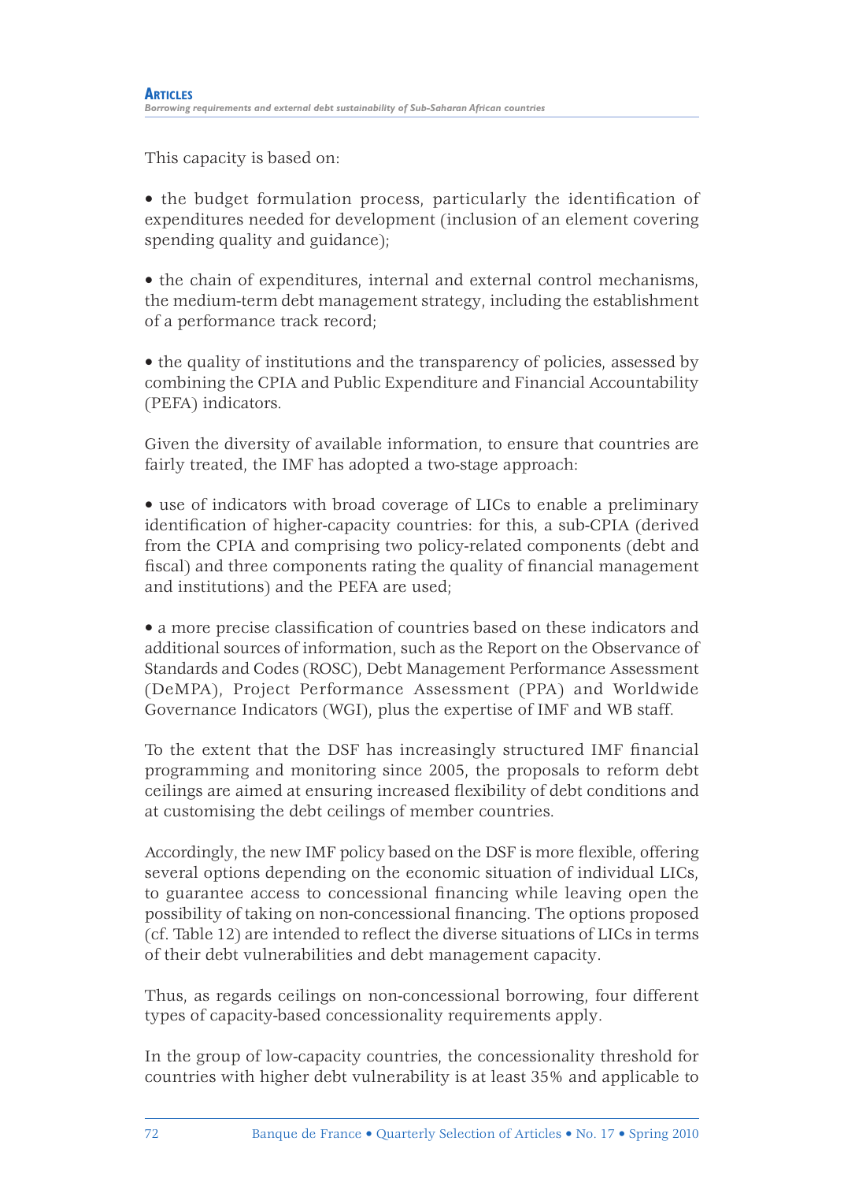This capacity is based on:

- the budget formulation process, particularly the identification of expenditures needed for development (inclusion of an element covering spending quality and guidance);
- the chain of expenditures, internal and external control mechanisms, the medium-term debt management strategy, including the establishment of a performance track record;
- the quality of institutions and the transparency of policies, assessed by combining the CPIA and Public Expenditure and Financial Accountability (PEFA) indicators.

Given the diversity of available information, to ensure that countries are fairly treated, the IMF has adopted a two-stage approach:

- use of indicators with broad coverage of LICs to enable a preliminary identification of higher-capacity countries: for this, a sub-CPIA (derived from the CPIA and comprising two policy-related components (debt and fiscal) and three components rating the quality of financial management and institutions) and the PEFA are used;
- a more precise classification of countries based on these indicators and additional sources of information, such as the Report on the Observance of Standards and Codes (ROSC), Debt Management Performance Assessment (DeMPA), Project Performance Assessment (PPA) and Worldwide Governance Indicators (WGI), plus the expertise of IMF and WB staff.

To the extent that the DSF has increasingly structured IMF financial programming and monitoring since 2005, the proposals to reform debt ceilings are aimed at ensuring increased flexibility of debt conditions and at customising the debt ceilings of member countries.

Accordingly, the new IMF policy based on the DSF is more flexible, offering several options depending on the economic situation of individual LICs, to guarantee access to concessional financing while leaving open the possibility of taking on non-concessional financing. The options proposed (cf. Table 12) are intended to reflect the diverse situations of LICs in terms of their debt vulnerabilities and debt management capacity.

Thus, as regards ceilings on non-concessional borrowing, four different types of capacity-based concessionality requirements apply.

In the group of low-capacity countries, the concessionality threshold for countries with higher debt vulnerability is at least 35% and applicable to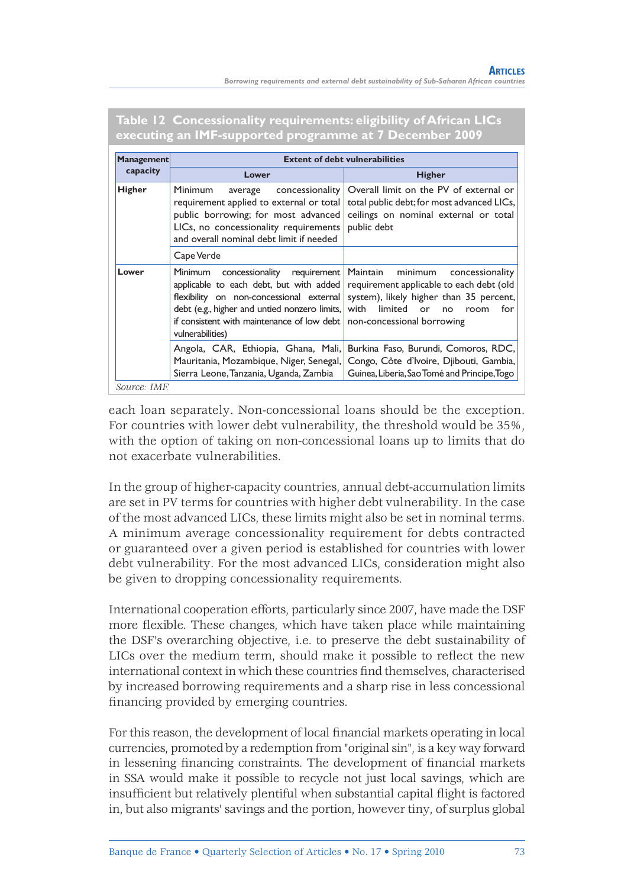**Table 12 Concessionality requirements: eligibility of African LICs executing an IMF-supported programme at 7 December 2009**

| Management capacity | Extent of debt vulnerabilities | |
|---|---|---|
| | Lower | Higher |
| Higher | Minimum average concessionality requirement applied to external or total public borrowing; for most advanced LICs, no concessionality requirements and overall nominal debt limit if needed | Overall limit on the PV of external or total public debt; for most advanced LICs, ceilings on nominal external or total public debt |
| | Cape Verde | |
| Lower | Minimum concessionality requirement applicable to each debt, but with added flexibility on non-concessional external debt (e.g., higher and untied nonzero limits, if consistent with maintenance of low debt vulnerabilities) | Maintain minimum concessionality requirement applicable to each debt (old system), likely higher than 35 percent, with limited or no room for non-concessional borrowing |
| | Angola, CAR, Ethiopia, Ghana, Mali, Mauritania, Mozambique, Niger, Senegal, Sierra Leone, Tanzania, Uganda, Zambia | Burkina Faso, Burundi, Comoros, RDC, Congo, Côte d'Ivoire, Djibouti, Gambia, Guinea, Liberia, Sao Tomé and Principe, Togo |

*Source: IMF.*

each loan separately. Non-concessional loans should be the exception. For countries with lower debt vulnerability, the threshold would be 35%, with the option of taking on non-concessional loans up to limits that do not exacerbate vulnerabilities.

In the group of higher-capacity countries, annual debt-accumulation limits are set in PV terms for countries with higher debt vulnerability. In the case of the most advanced LICs, these limits might also be set in nominal terms. A minimum average concessionality requirement for debts contracted or guaranteed over a given period is established for countries with lower debt vulnerability. For the most advanced LICs, consideration might also be given to dropping concessionality requirements.

International cooperation efforts, particularly since 2007, have made the DSF more flexible. These changes, which have taken place while maintaining the DSF's overarching objective, i.e. to preserve the debt sustainability of LICs over the medium term, should make it possible to reflect the new international context in which these countries find themselves, characterised by increased borrowing requirements and a sharp rise in less concessional financing provided by emerging countries.

For this reason, the development of local financial markets operating in local currencies, promoted by a redemption from "original sin", is a key way forward in lessening financing constraints. The development of financial markets in SSA would make it possible to recycle not just local savings, which are insufficient but relatively plentiful when substantial capital flight is factored in, but also migrants' savings and the portion, however tiny, of surplus global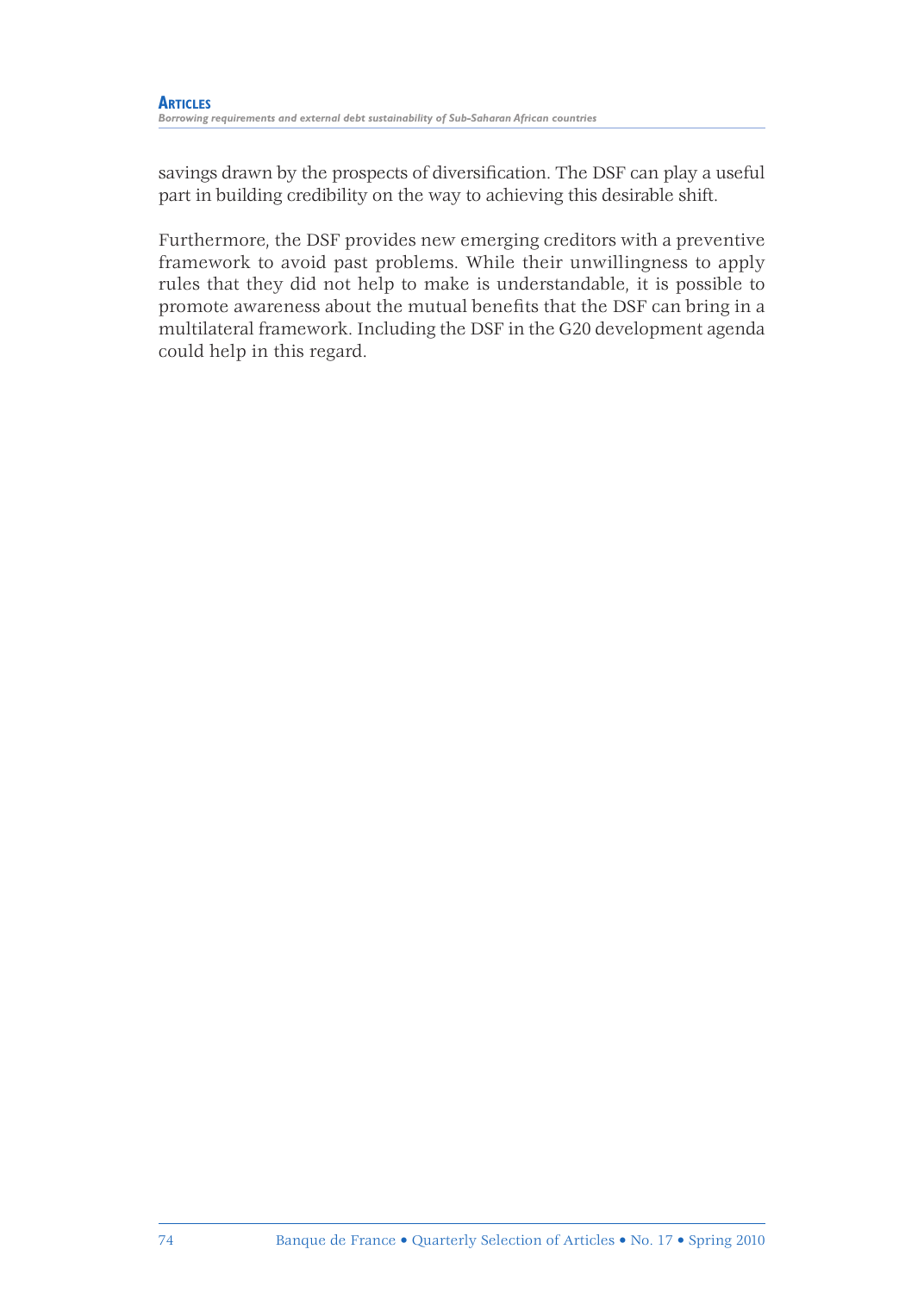savings drawn by the prospects of diversification. The DSF can play a useful part in building credibility on the way to achieving this desirable shift.

Furthermore, the DSF provides new emerging creditors with a preventive framework to avoid past problems. While their unwillingness to apply rules that they did not help to make is understandable, it is possible to promote awareness about the mutual benefits that the DSF can bring in a multilateral framework. Including the DSF in the G20 development agenda could help in this regard.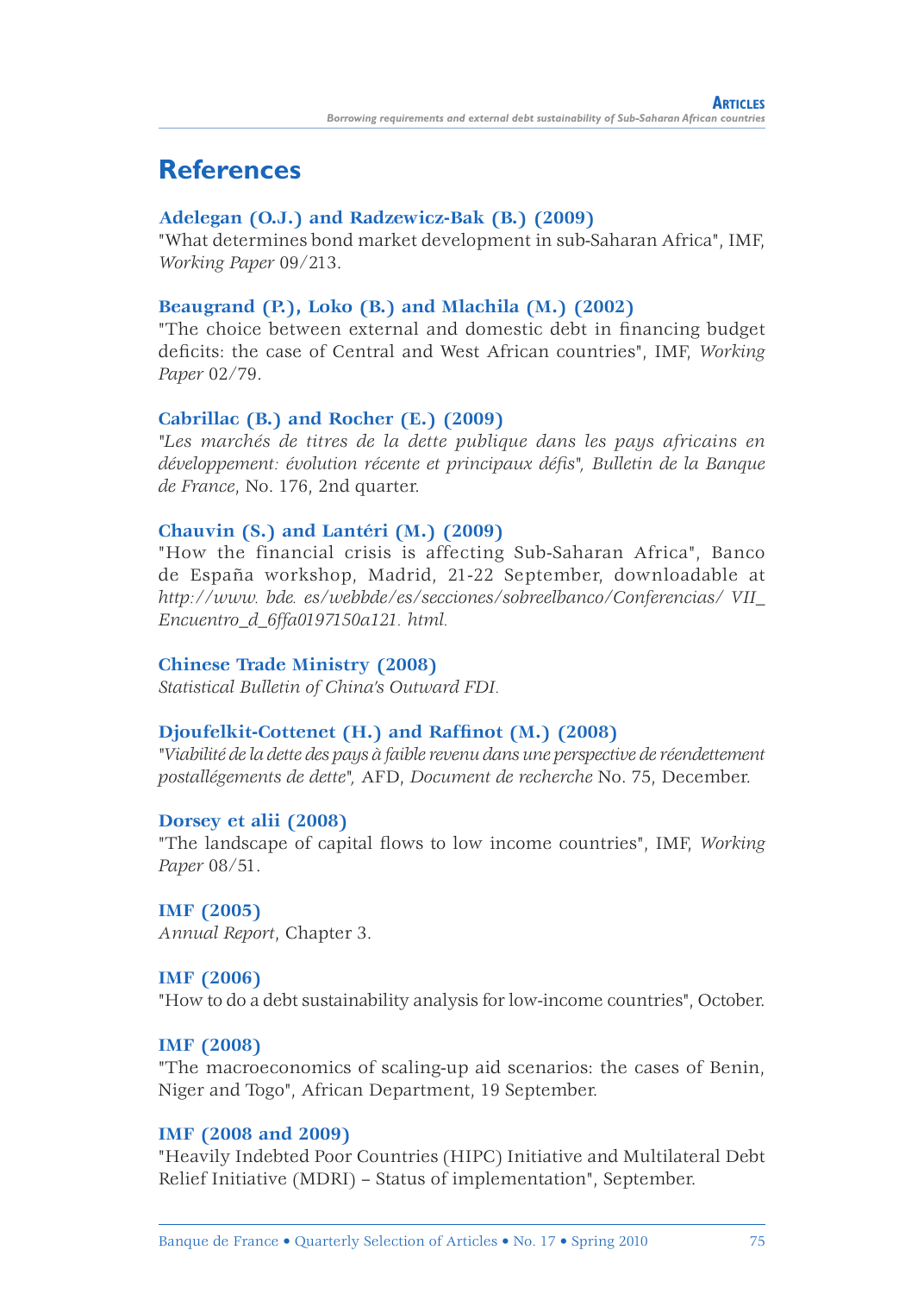## References

**Adelegan (O.J.) and Radzewicz-Bak (B.) (2009)**
"What determines bond market development in sub-Saharan Africa", IMF, *Working Paper* 09/213.

**Beaugrand (P.), Loko (B.) and Mlachila (M.) (2002)**
"The choice between external and domestic debt in financing budget deficits: the case of Central and West African countries", IMF, *Working Paper* 02/79.

**Cabrillac (B.) and Rocher (E.) (2009)**
*"Les marchés de titres de la dette publique dans les pays africains en développement: évolution récente et principaux défis", Bulletin de la Banque de France*, No. 176, 2nd quarter.

**Chauvin (S.) and Lantéri (M.) (2009)**
"How the financial crisis is affecting Sub-Saharan Africa", Banco de España workshop, Madrid, 21-22 September, downloadable at *http://www. bde. es/webbde/es/secciones/sobreelbanco/Conferencias/ VII_Encuentro_d_6ffa0197150a121. html.*

**Chinese Trade Ministry (2008)**
*Statistical Bulletin of China's Outward FDI.*

**Djoufelkit-Cottenet (H.) and Raffinot (M.) (2008)**
*"Viabilité de la dette des pays à faible revenu dans une perspective de réendettement postallégements de dette"*, AFD, *Document de recherche* No. 75, December.

**Dorsey et alii (2008)**
"The landscape of capital flows to low income countries", IMF, *Working Paper* 08/51.

**IMF (2005)**
*Annual Report*, Chapter 3.

**IMF (2006)**
"How to do a debt sustainability analysis for low-income countries", October.

**IMF (2008)**
"The macroeconomics of scaling-up aid scenarios: the cases of Benin, Niger and Togo", African Department, 19 September.

**IMF (2008 and 2009)**
"Heavily Indebted Poor Countries (HIPC) Initiative and Multilateral Debt Relief Initiative (MDRI) – Status of implementation", September.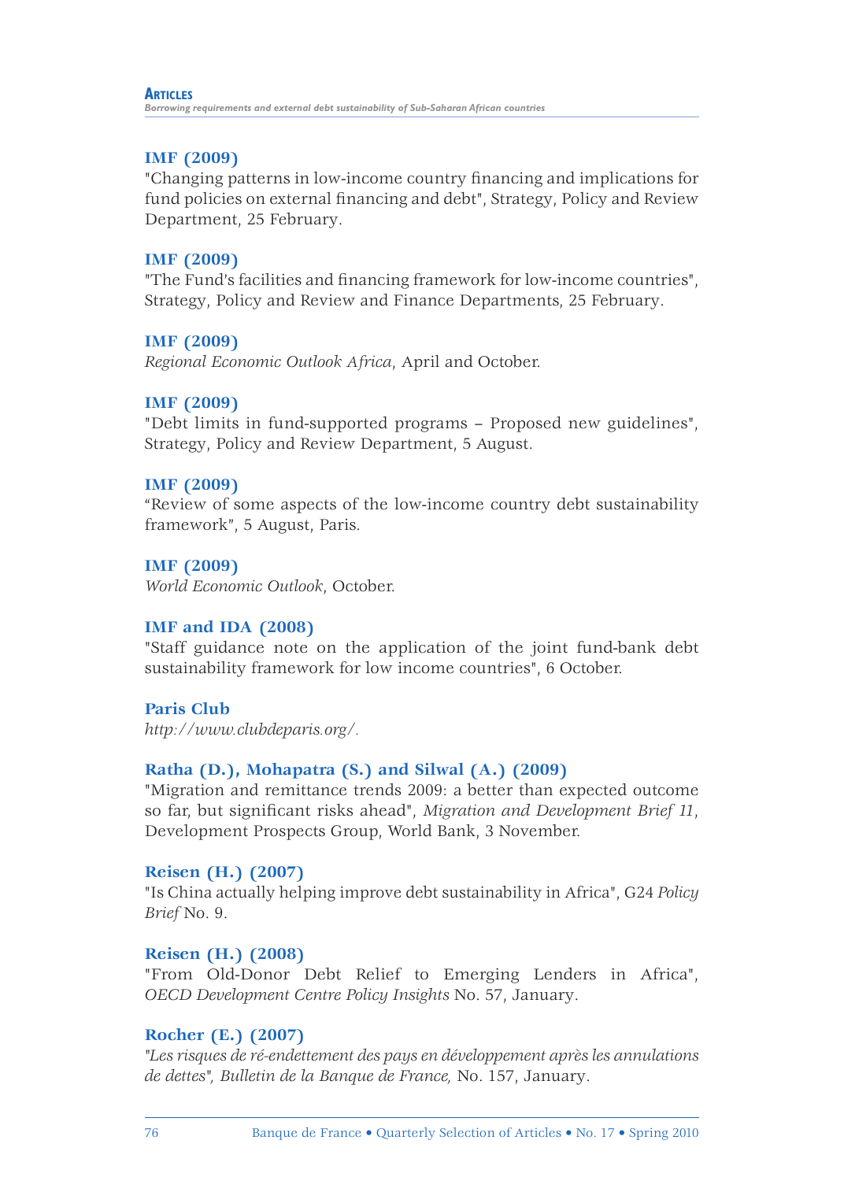**IMF (2009)**
"Changing patterns in low-income country financing and implications for fund policies on external financing and debt", Strategy, Policy and Review Department, 25 February.

**IMF (2009)**
"The Fund's facilities and financing framework for low-income countries", Strategy, Policy and Review and Finance Departments, 25 February.

**IMF (2009)**
*Regional Economic Outlook Africa*, April and October.

**IMF (2009)**
"Debt limits in fund-supported programs – Proposed new guidelines", Strategy, Policy and Review Department, 5 August.

**IMF (2009)**
"Review of some aspects of the low-income country debt sustainability framework", 5 August, Paris.

**IMF (2009)**
*World Economic Outlook*, October.

**IMF and IDA (2008)**
"Staff guidance note on the application of the joint fund-bank debt sustainability framework for low income countries", 6 October.

**Paris Club**
*http://www.clubdeparis.org/.*

**Ratha (D.), Mohapatra (S.) and Silwal (A.) (2009)**
"Migration and remittance trends 2009: a better than expected outcome so far, but significant risks ahead", *Migration and Development Brief 11*, Development Prospects Group, World Bank, 3 November.

**Reisen (H.) (2007)**
"Is China actually helping improve debt sustainability in Africa", G24 *Policy Brief* No. 9.

**Reisen (H.) (2008)**
"From Old-Donor Debt Relief to Emerging Lenders in Africa", *OECD Development Centre Policy Insights* No. 57, January.

**Rocher (E.) (2007)**
*"Les risques de ré-endettement des pays en développement après les annulations de dettes", Bulletin de la Banque de France,* No. 157, January.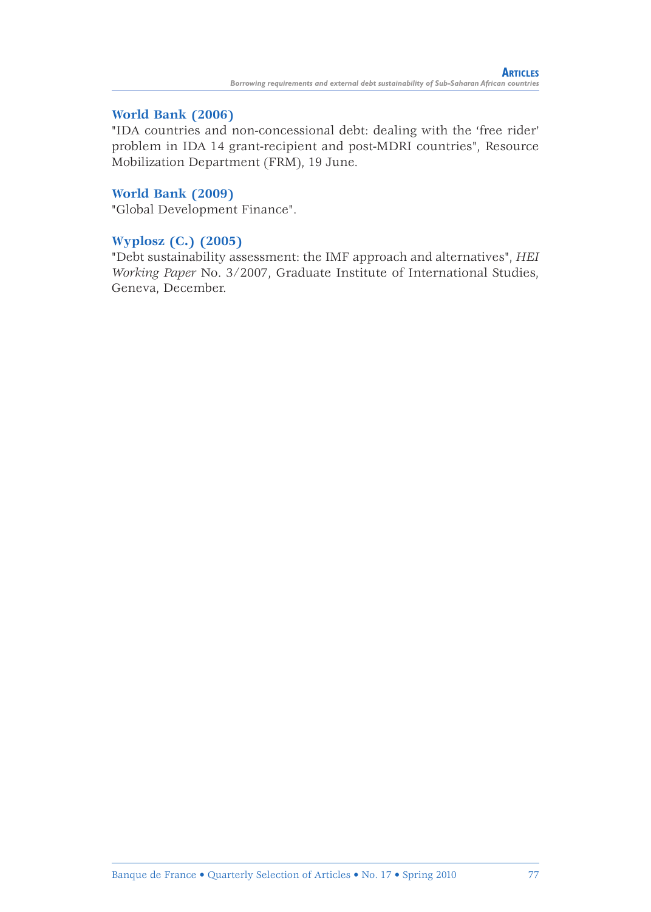**World Bank (2006)**
"IDA countries and non-concessional debt: dealing with the 'free rider' problem in IDA 14 grant-recipient and post-MDRI countries", Resource Mobilization Department (FRM), 19 June.

**World Bank (2009)**
"Global Development Finance".

**Wyplosz (C.) (2005)**
"Debt sustainability assessment: the IMF approach and alternatives", *HEI Working Paper* No. 3/2007, Graduate Institute of International Studies, Geneva, December.